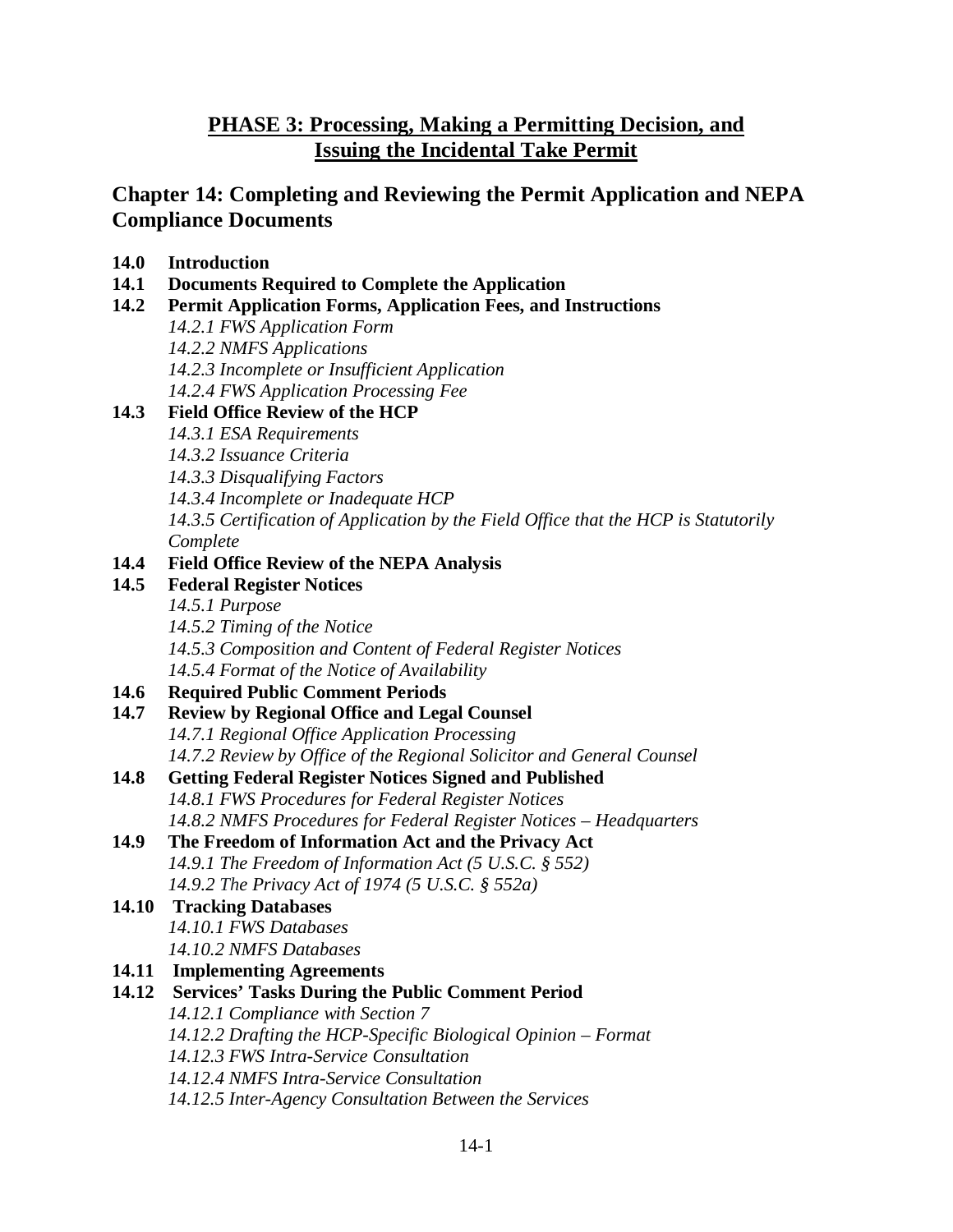# PHASE 3: Processing, Making a Permitting Decision, and Issuing the Incidental Take Permit

## Chapter 14: Completing and Reviewing the Permit Application and NEPA Compliance Documents

**14.0 Introduction**

**14.1 Documents Required to Complete the Application**

**14.2 Permit Application Forms, Application Fees, and Instructions**

- *14.2.1 FWS Application Form*
- *14.2.2 NMFS Applications*
- *14.2.3 Incomplete or Insufficient Application*
- *14.2.4 FWS Application Processing Fee*

**14.3 Field Office Review of the HCP**

- *14.3.1 ESA Requirements*
- *14.3.2 Issuance Criteria*
- *14.3.3 Disqualifying Factors*
- *14.3.4 Incomplete or Inadequate HCP*
- *14.3.5 Certification of Application by the Field Office that the HCP is Statutorily Complete*

**14.4 Field Office Review of the NEPA Analysis**

**14.5 Federal Register Notices**

- *14.5.1 Purpose*
- *14.5.2 Timing of the Notice*
- *14.5.3 Composition and Content of Federal Register Notices*
- *14.5.4 Format of the Notice of Availability*

**14.6 Required Public Comment Periods**

**14.7 Review by Regional Office and Legal Counsel**

- *14.7.1 Regional Office Application Processing*
- *14.7.2 Review by Office of the Regional Solicitor and General Counsel*

**14.8 Getting Federal Register Notices Signed and Published**

- *14.8.1 FWS Procedures for Federal Register Notices*
- *14.8.2 NMFS Procedures for Federal Register Notices – Headquarters*

**14.9 The Freedom of Information Act and the Privacy Act**

- *14.9.1 The Freedom of Information Act (5 U.S.C. § 552)*
- *14.9.2 The Privacy Act of 1974 (5 U.S.C. § 552a)*

**14.10 Tracking Databases**

- *14.10.1 FWS Databases*
- *14.10.2 NMFS Databases*

**14.11 Implementing Agreements**

**14.12 Services' Tasks During the Public Comment Period**

- *14.12.1 Compliance with Section 7*
- *14.12.2 Drafting the HCP-Specific Biological Opinion – Format*
- *14.12.3 FWS Intra-Service Consultation*
- *14.12.4 NMFS Intra-Service Consultation*
- *14.12.5 Inter-Agency Consultation Between the Services*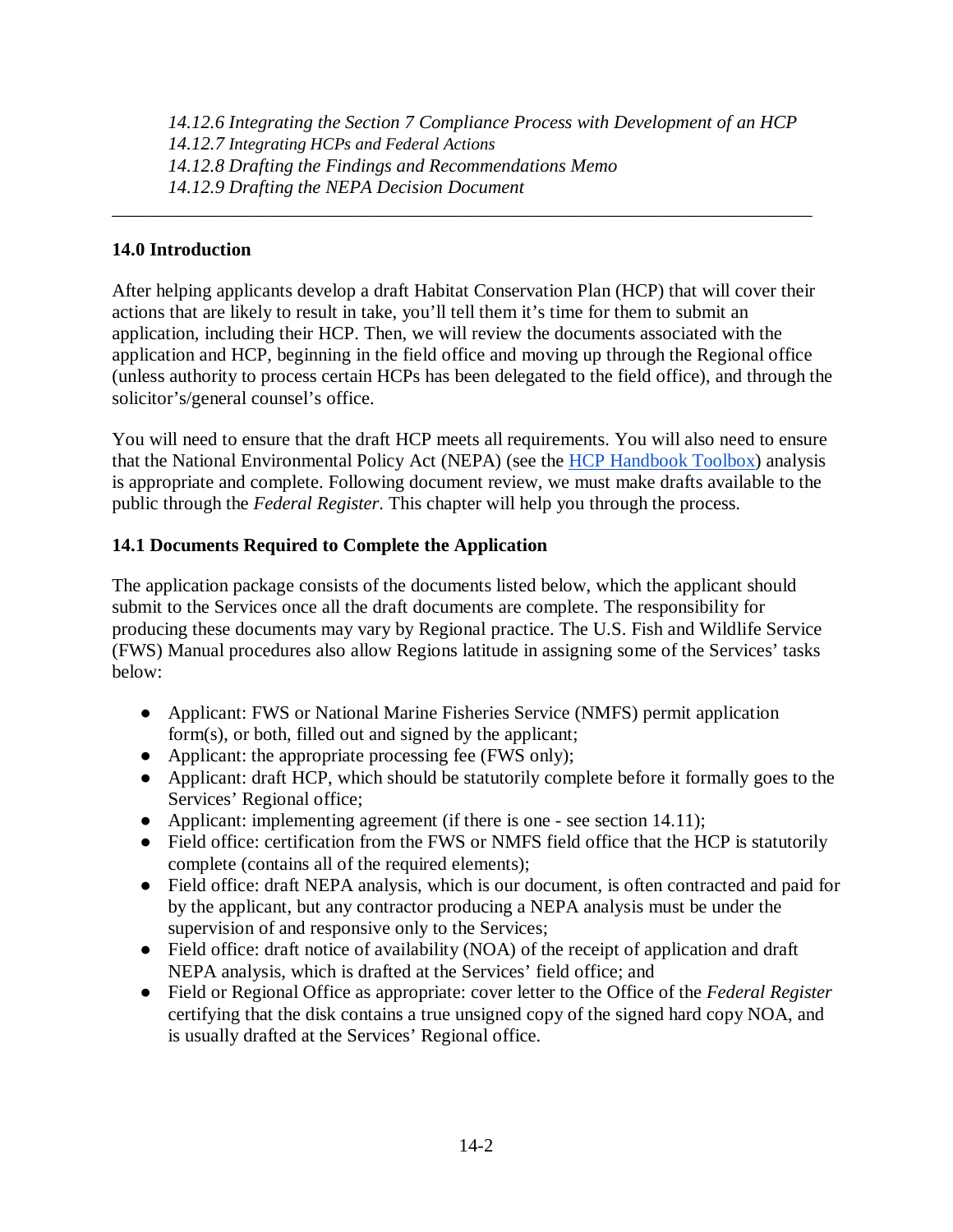*14.12.6 Integrating the Section 7 Compliance Process with Development of an HCP*
*14.12.7 Integrating HCPs and Federal Actions*
*14.12.8 Drafting the Findings and Recommendations Memo*
*14.12.9 Drafting the NEPA Decision Document*

---

## 14.0 Introduction

After helping applicants develop a draft Habitat Conservation Plan (HCP) that will cover their actions that are likely to result in take, you'll tell them it's time for them to submit an application, including their HCP. Then, we will review the documents associated with the application and HCP, beginning in the field office and moving up through the Regional office (unless authority to process certain HCPs has been delegated to the field office), and through the solicitor's/general counsel's office.

You will need to ensure that the draft HCP meets all requirements. You will also need to ensure that the National Environmental Policy Act (NEPA) (see the HCP Handbook Toolbox) analysis is appropriate and complete. Following document review, we must make drafts available to the public through the *Federal Register*. This chapter will help you through the process.

## 14.1 Documents Required to Complete the Application

The application package consists of the documents listed below, which the applicant should submit to the Services once all the draft documents are complete. The responsibility for producing these documents may vary by Regional practice. The U.S. Fish and Wildlife Service (FWS) Manual procedures also allow Regions latitude in assigning some of the Services' tasks below:

- Applicant: FWS or National Marine Fisheries Service (NMFS) permit application form(s), or both, filled out and signed by the applicant;
- Applicant: the appropriate processing fee (FWS only);
- Applicant: draft HCP, which should be statutorily complete before it formally goes to the Services' Regional office;
- Applicant: implementing agreement (if there is one - see section 14.11);
- Field office: certification from the FWS or NMFS field office that the HCP is statutorily complete (contains all of the required elements);
- Field office: draft NEPA analysis, which is our document, is often contracted and paid for by the applicant, but any contractor producing a NEPA analysis must be under the supervision of and responsive only to the Services;
- Field office: draft notice of availability (NOA) of the receipt of application and draft NEPA analysis, which is drafted at the Services' field office; and
- Field or Regional Office as appropriate: cover letter to the Office of the *Federal Register* certifying that the disk contains a true unsigned copy of the signed hard copy NOA, and is usually drafted at the Services' Regional office.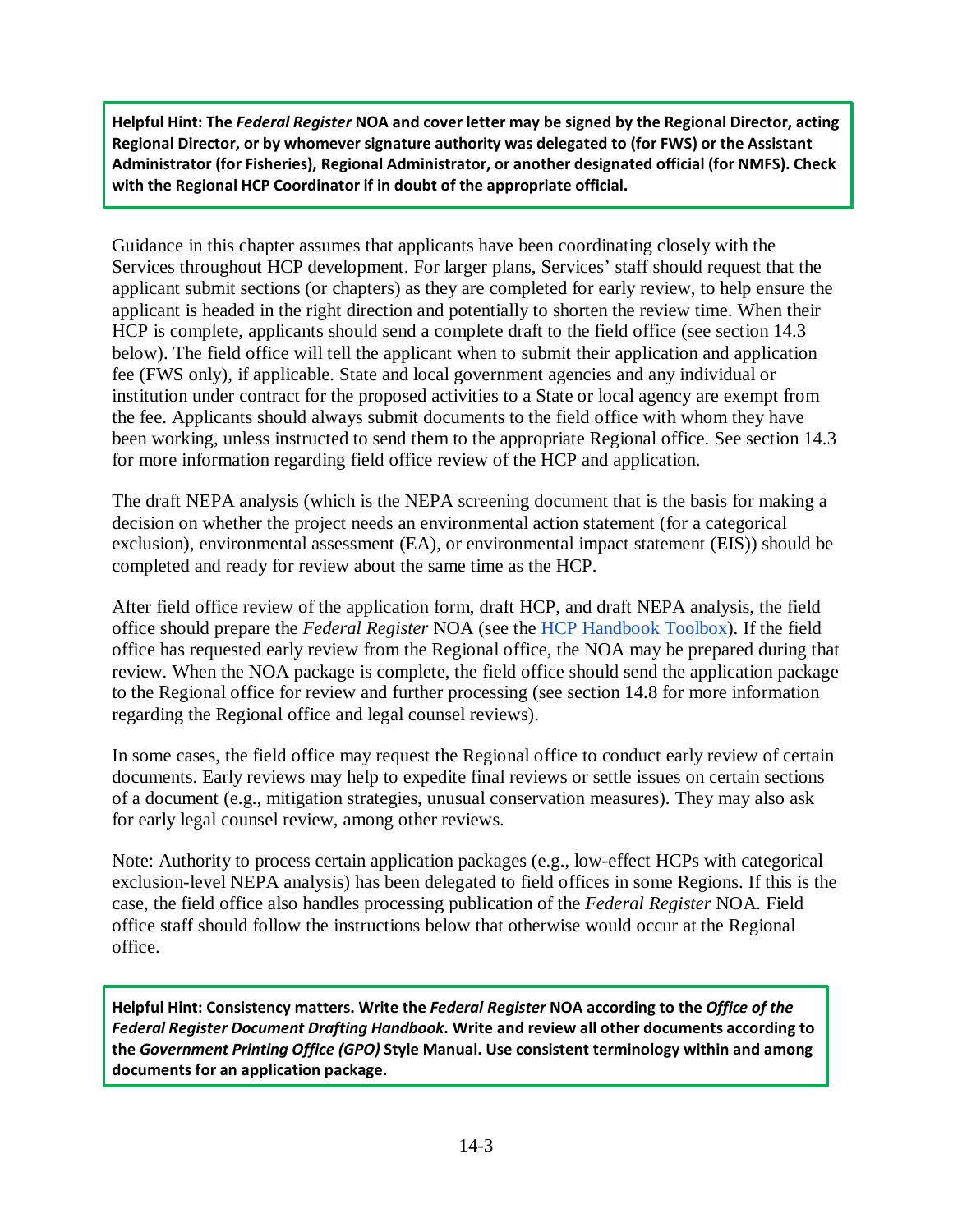**Helpful Hint: The *Federal Register* NOA and cover letter may be signed by the Regional Director, acting Regional Director, or by whomever signature authority was delegated to (for FWS) or the Assistant Administrator (for Fisheries), Regional Administrator, or another designated official (for NMFS). Check with the Regional HCP Coordinator if in doubt of the appropriate official.**

Guidance in this chapter assumes that applicants have been coordinating closely with the Services throughout HCP development. For larger plans, Services' staff should request that the applicant submit sections (or chapters) as they are completed for early review, to help ensure the applicant is headed in the right direction and potentially to shorten the review time. When their HCP is complete, applicants should send a complete draft to the field office (see section 14.3 below). The field office will tell the applicant when to submit their application and application fee (FWS only), if applicable. State and local government agencies and any individual or institution under contract for the proposed activities to a State or local agency are exempt from the fee. Applicants should always submit documents to the field office with whom they have been working, unless instructed to send them to the appropriate Regional office. See section 14.3 for more information regarding field office review of the HCP and application.

The draft NEPA analysis (which is the NEPA screening document that is the basis for making a decision on whether the project needs an environmental action statement (for a categorical exclusion), environmental assessment (EA), or environmental impact statement (EIS)) should be completed and ready for review about the same time as the HCP.

After field office review of the application form, draft HCP, and draft NEPA analysis, the field office should prepare the *Federal Register* NOA (see the HCP Handbook Toolbox). If the field office has requested early review from the Regional office, the NOA may be prepared during that review. When the NOA package is complete, the field office should send the application package to the Regional office for review and further processing (see section 14.8 for more information regarding the Regional office and legal counsel reviews).

In some cases, the field office may request the Regional office to conduct early review of certain documents. Early reviews may help to expedite final reviews or settle issues on certain sections of a document (e.g., mitigation strategies, unusual conservation measures). They may also ask for early legal counsel review, among other reviews.

Note: Authority to process certain application packages (e.g., low-effect HCPs with categorical exclusion-level NEPA analysis) has been delegated to field offices in some Regions. If this is the case, the field office also handles processing publication of the *Federal Register* NOA. Field office staff should follow the instructions below that otherwise would occur at the Regional office.

**Helpful Hint: Consistency matters. Write the *Federal Register* NOA according to the *Office of the Federal Register Document Drafting Handbook*. Write and review all other documents according to the *Government Printing Office (GPO)* Style Manual. Use consistent terminology within and among documents for an application package.**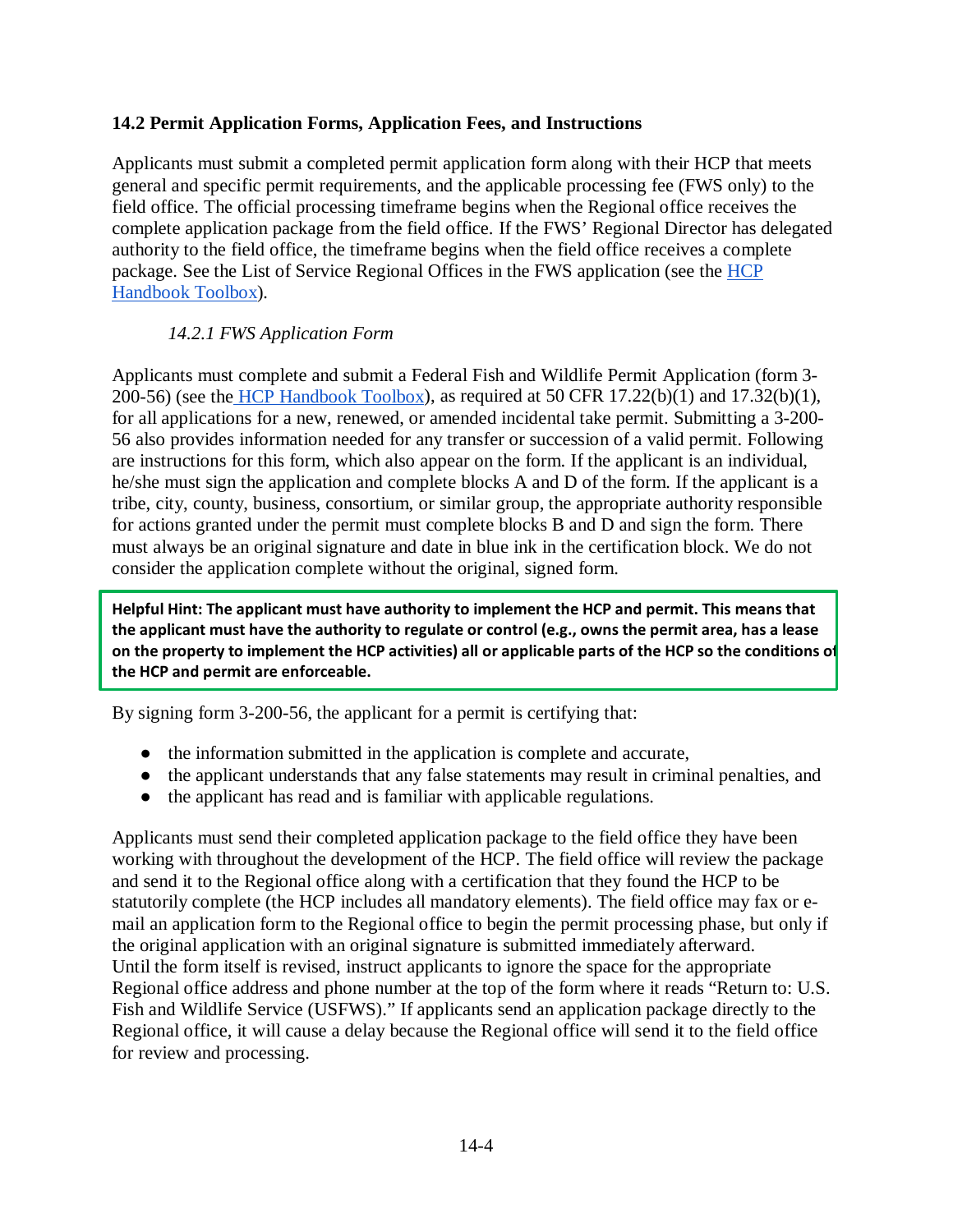## 14.2 Permit Application Forms, Application Fees, and Instructions

Applicants must submit a completed permit application form along with their HCP that meets general and specific permit requirements, and the applicable processing fee (FWS only) to the field office. The official processing timeframe begins when the Regional office receives the complete application package from the field office. If the FWS' Regional Director has delegated authority to the field office, the timeframe begins when the field office receives a complete package. See the List of Service Regional Offices in the FWS application (see the HCP Handbook Toolbox).

### *14.2.1 FWS Application Form*

Applicants must complete and submit a Federal Fish and Wildlife Permit Application (form 3-200-56) (see the HCP Handbook Toolbox), as required at 50 CFR 17.22(b)(1) and 17.32(b)(1), for all applications for a new, renewed, or amended incidental take permit. Submitting a 3-200-56 also provides information needed for any transfer or succession of a valid permit. Following are instructions for this form, which also appear on the form. If the applicant is an individual, he/she must sign the application and complete blocks A and D of the form. If the applicant is a tribe, city, county, business, consortium, or similar group, the appropriate authority responsible for actions granted under the permit must complete blocks B and D and sign the form. There must always be an original signature and date in blue ink in the certification block. We do not consider the application complete without the original, signed form.

**Helpful Hint: The applicant must have authority to implement the HCP and permit. This means that the applicant must have the authority to regulate or control (e.g., owns the permit area, has a lease on the property to implement the HCP activities) all or applicable parts of the HCP so the conditions of the HCP and permit are enforceable.**

By signing form 3-200-56, the applicant for a permit is certifying that:

- the information submitted in the application is complete and accurate,
- the applicant understands that any false statements may result in criminal penalties, and
- the applicant has read and is familiar with applicable regulations.

Applicants must send their completed application package to the field office they have been working with throughout the development of the HCP. The field office will review the package and send it to the Regional office along with a certification that they found the HCP to be statutorily complete (the HCP includes all mandatory elements). The field office may fax or e-mail an application form to the Regional office to begin the permit processing phase, but only if the original application with an original signature is submitted immediately afterward. Until the form itself is revised, instruct applicants to ignore the space for the appropriate Regional office address and phone number at the top of the form where it reads "Return to: U.S. Fish and Wildlife Service (USFWS)." If applicants send an application package directly to the Regional office, it will cause a delay because the Regional office will send it to the field office for review and processing.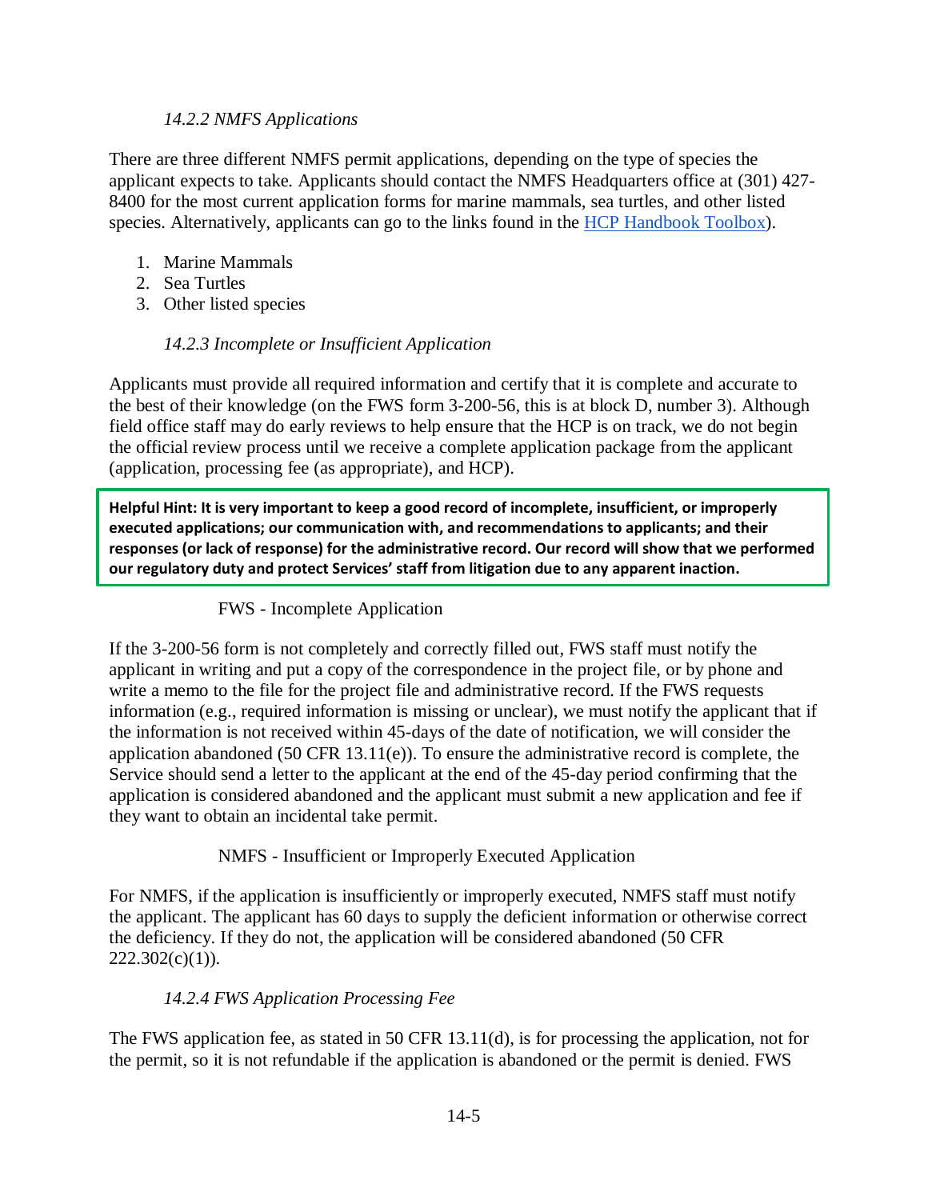#### *14.2.2 NMFS Applications*

There are three different NMFS permit applications, depending on the type of species the applicant expects to take. Applicants should contact the NMFS Headquarters office at (301) 427-8400 for the most current application forms for marine mammals, sea turtles, and other listed species. Alternatively, applicants can go to the links found in the [HCP Handbook Toolbox](HCP Handbook Toolbox)).

1. Marine Mammals
2. Sea Turtles
3. Other listed species

#### *14.2.3 Incomplete or Insufficient Application*

Applicants must provide all required information and certify that it is complete and accurate to the best of their knowledge (on the FWS form 3-200-56, this is at block D, number 3). Although field office staff may do early reviews to help ensure that the HCP is on track, we do not begin the official review process until we receive a complete application package from the applicant (application, processing fee (as appropriate), and HCP).

> **Helpful Hint: It is very important to keep a good record of incomplete, insufficient, or improperly executed applications; our communication with, and recommendations to applicants; and their responses (or lack of response) for the administrative record. Our record will show that we performed our regulatory duty and protect Services' staff from litigation due to any apparent inaction.**

FWS - Incomplete Application

If the 3-200-56 form is not completely and correctly filled out, FWS staff must notify the applicant in writing and put a copy of the correspondence in the project file, or by phone and write a memo to the file for the project file and administrative record. If the FWS requests information (e.g., required information is missing or unclear), we must notify the applicant that if the information is not received within 45-days of the date of notification, we will consider the application abandoned (50 CFR 13.11(e)). To ensure the administrative record is complete, the Service should send a letter to the applicant at the end of the 45-day period confirming that the application is considered abandoned and the applicant must submit a new application and fee if they want to obtain an incidental take permit.

NMFS - Insufficient or Improperly Executed Application

For NMFS, if the application is insufficiently or improperly executed, NMFS staff must notify the applicant. The applicant has 60 days to supply the deficient information or otherwise correct the deficiency. If they do not, the application will be considered abandoned (50 CFR 222.302(c)(1)).

#### *14.2.4 FWS Application Processing Fee*

The FWS application fee, as stated in 50 CFR 13.11(d), is for processing the application, not for the permit, so it is not refundable if the application is abandoned or the permit is denied. FWS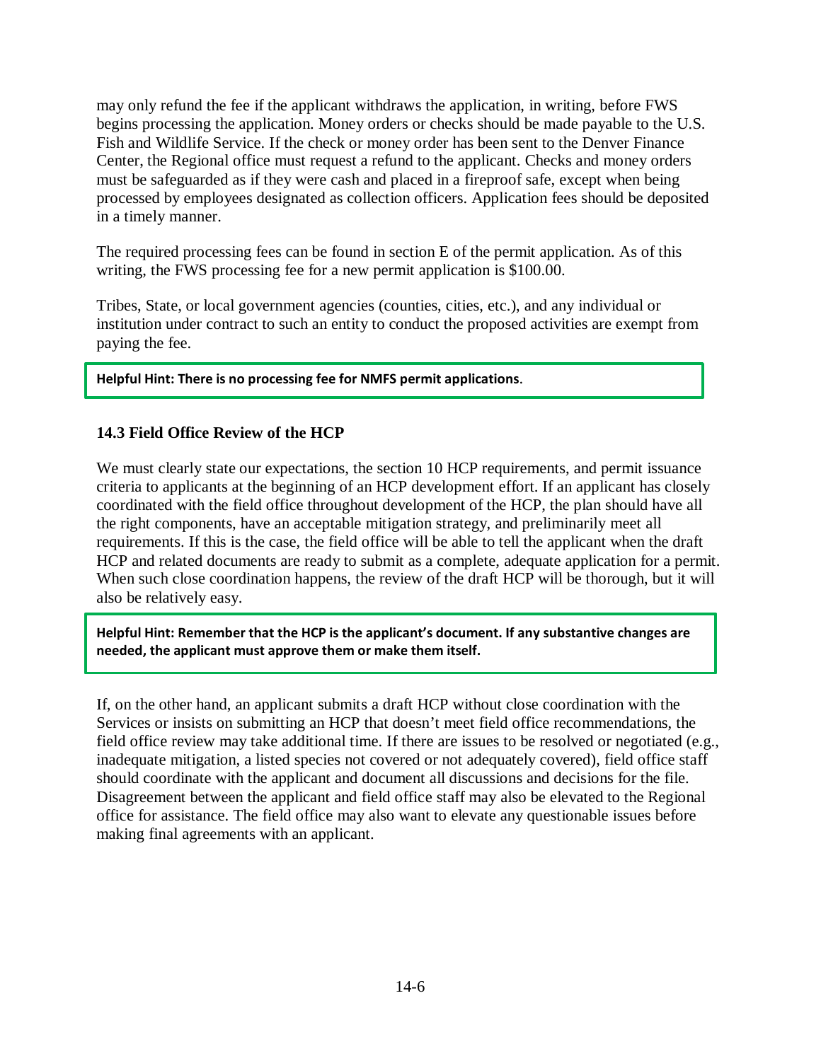may only refund the fee if the applicant withdraws the application, in writing, before FWS begins processing the application. Money orders or checks should be made payable to the U.S. Fish and Wildlife Service. If the check or money order has been sent to the Denver Finance Center, the Regional office must request a refund to the applicant. Checks and money orders must be safeguarded as if they were cash and placed in a fireproof safe, except when being processed by employees designated as collection officers. Application fees should be deposited in a timely manner.

The required processing fees can be found in section E of the permit application. As of this writing, the FWS processing fee for a new permit application is $100.00.

Tribes, State, or local government agencies (counties, cities, etc.), and any individual or institution under contract to such an entity to conduct the proposed activities are exempt from paying the fee.

> **Helpful Hint: There is no processing fee for NMFS permit applications**.

### 14.3 Field Office Review of the HCP

We must clearly state our expectations, the section 10 HCP requirements, and permit issuance criteria to applicants at the beginning of an HCP development effort. If an applicant has closely coordinated with the field office throughout development of the HCP, the plan should have all the right components, have an acceptable mitigation strategy, and preliminarily meet all requirements. If this is the case, the field office will be able to tell the applicant when the draft HCP and related documents are ready to submit as a complete, adequate application for a permit. When such close coordination happens, the review of the draft HCP will be thorough, but it will also be relatively easy.

> **Helpful Hint: Remember that the HCP is the applicant's document. If any substantive changes are needed, the applicant must approve them or make them itself.**

If, on the other hand, an applicant submits a draft HCP without close coordination with the Services or insists on submitting an HCP that doesn't meet field office recommendations, the field office review may take additional time. If there are issues to be resolved or negotiated (e.g., inadequate mitigation, a listed species not covered or not adequately covered), field office staff should coordinate with the applicant and document all discussions and decisions for the file. Disagreement between the applicant and field office staff may also be elevated to the Regional office for assistance. The field office may also want to elevate any questionable issues before making final agreements with an applicant.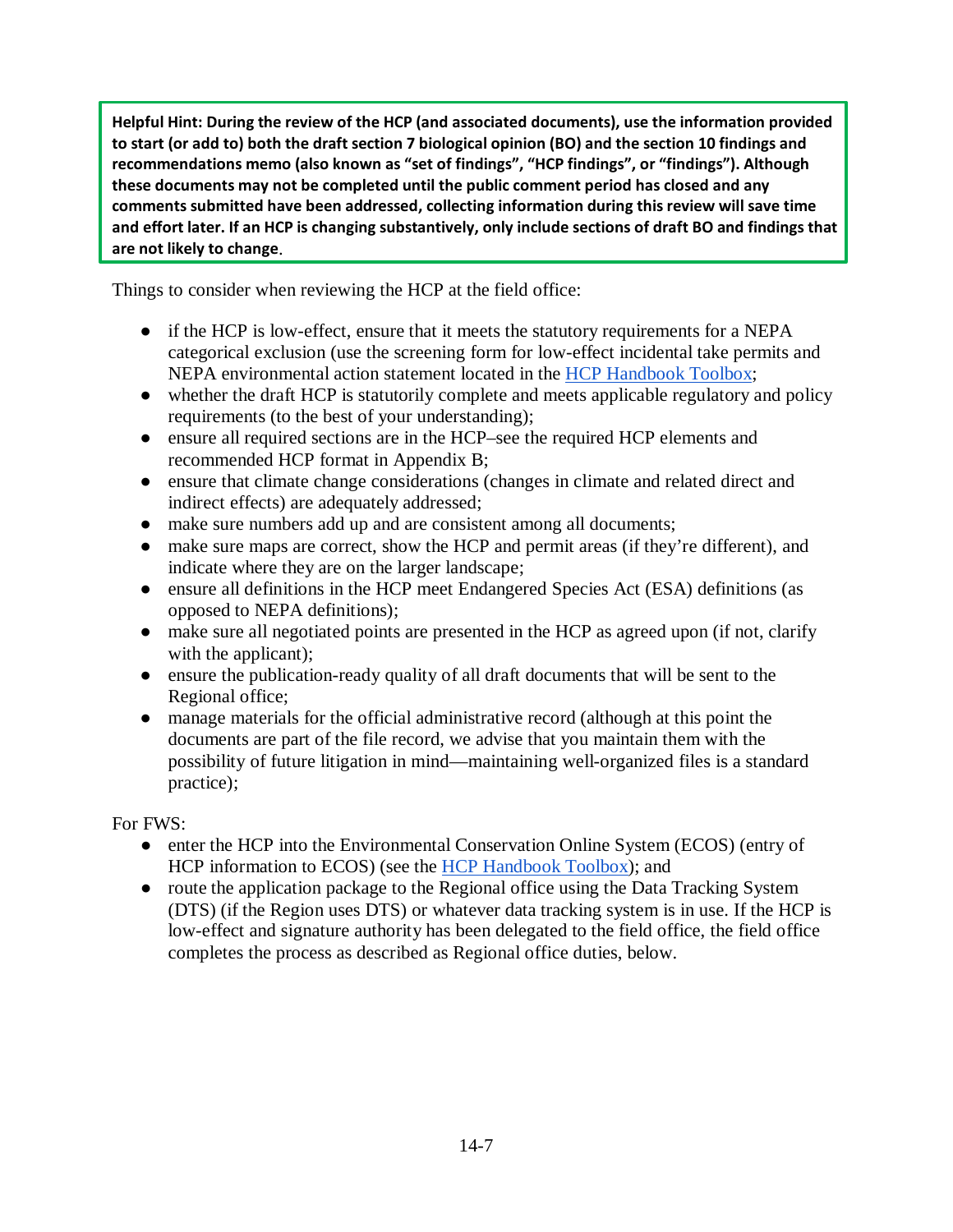**Helpful Hint: During the review of the HCP (and associated documents), use the information provided to start (or add to) both the draft section 7 biological opinion (BO) and the section 10 findings and recommendations memo (also known as "set of findings", "HCP findings", or "findings"). Although these documents may not be completed until the public comment period has closed and any comments submitted have been addressed, collecting information during this review will save time and effort later. If an HCP is changing substantively, only include sections of draft BO and findings that are not likely to change.**

Things to consider when reviewing the HCP at the field office:

- if the HCP is low-effect, ensure that it meets the statutory requirements for a NEPA categorical exclusion (use the screening form for low-effect incidental take permits and NEPA environmental action statement located in the HCP Handbook Toolbox;
- whether the draft HCP is statutorily complete and meets applicable regulatory and policy requirements (to the best of your understanding);
- ensure all required sections are in the HCP–see the required HCP elements and recommended HCP format in Appendix B;
- ensure that climate change considerations (changes in climate and related direct and indirect effects) are adequately addressed;
- make sure numbers add up and are consistent among all documents;
- make sure maps are correct, show the HCP and permit areas (if they're different), and indicate where they are on the larger landscape;
- ensure all definitions in the HCP meet Endangered Species Act (ESA) definitions (as opposed to NEPA definitions);
- make sure all negotiated points are presented in the HCP as agreed upon (if not, clarify with the applicant);
- ensure the publication-ready quality of all draft documents that will be sent to the Regional office;
- manage materials for the official administrative record (although at this point the documents are part of the file record, we advise that you maintain them with the possibility of future litigation in mind—maintaining well-organized files is a standard practice);

For FWS:

- enter the HCP into the Environmental Conservation Online System (ECOS) (entry of HCP information to ECOS) (see the HCP Handbook Toolbox); and
- route the application package to the Regional office using the Data Tracking System (DTS) (if the Region uses DTS) or whatever data tracking system is in use. If the HCP is low-effect and signature authority has been delegated to the field office, the field office completes the process as described as Regional office duties, below.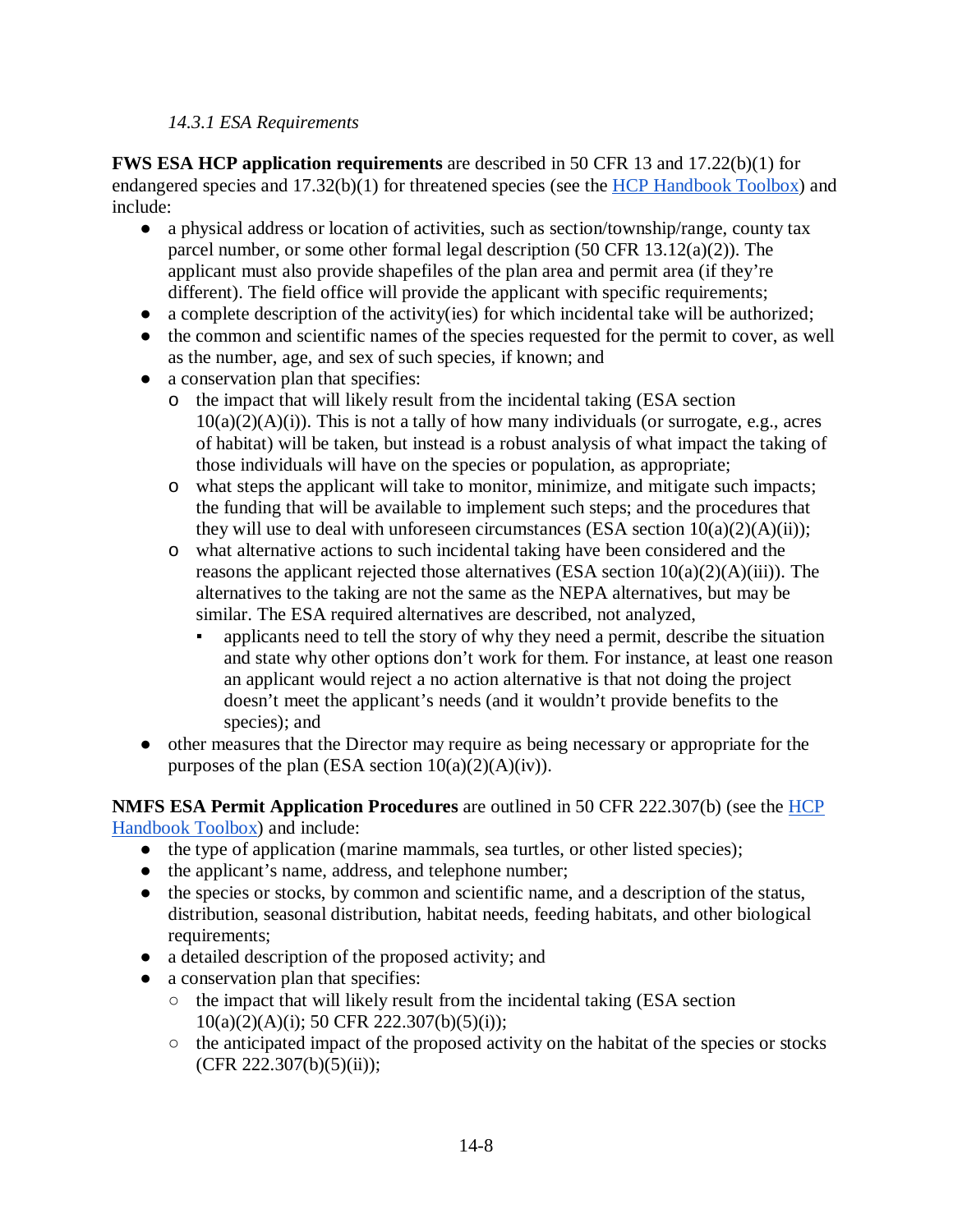### *14.3.1 ESA Requirements*

**FWS ESA HCP application requirements** are described in 50 CFR 13 and 17.22(b)(1) for endangered species and 17.32(b)(1) for threatened species (see the [HCP Handbook Toolbox]) and include:

- a physical address or location of activities, such as section/township/range, county tax parcel number, or some other formal legal description (50 CFR 13.12(a)(2)). The applicant must also provide shapefiles of the plan area and permit area (if they're different). The field office will provide the applicant with specific requirements;
- a complete description of the activity(ies) for which incidental take will be authorized;
- the common and scientific names of the species requested for the permit to cover, as well as the number, age, and sex of such species, if known; and
- a conservation plan that specifies:
  - the impact that will likely result from the incidental taking (ESA section 10(a)(2)(A)(i)). This is not a tally of how many individuals (or surrogate, e.g., acres of habitat) will be taken, but instead is a robust analysis of what impact the taking of those individuals will have on the species or population, as appropriate;
  - what steps the applicant will take to monitor, minimize, and mitigate such impacts; the funding that will be available to implement such steps; and the procedures that they will use to deal with unforeseen circumstances (ESA section 10(a)(2)(A)(ii));
  - what alternative actions to such incidental taking have been considered and the reasons the applicant rejected those alternatives (ESA section 10(a)(2)(A)(iii)). The alternatives to the taking are not the same as the NEPA alternatives, but may be similar. The ESA required alternatives are described, not analyzed,
    - applicants need to tell the story of why they need a permit, describe the situation and state why other options don't work for them. For instance, at least one reason an applicant would reject a no action alternative is that not doing the project doesn't meet the applicant's needs (and it wouldn't provide benefits to the species); and
- other measures that the Director may require as being necessary or appropriate for the purposes of the plan (ESA section 10(a)(2)(A)(iv)).

**NMFS ESA Permit Application Procedures** are outlined in 50 CFR 222.307(b) (see the [HCP Handbook Toolbox]) and include:

- the type of application (marine mammals, sea turtles, or other listed species);
- the applicant's name, address, and telephone number;
- the species or stocks, by common and scientific name, and a description of the status, distribution, seasonal distribution, habitat needs, feeding habitats, and other biological requirements;
- a detailed description of the proposed activity; and
- a conservation plan that specifies:
  - the impact that will likely result from the incidental taking (ESA section 10(a)(2)(A)(i); 50 CFR 222.307(b)(5)(i));
  - the anticipated impact of the proposed activity on the habitat of the species or stocks (CFR 222.307(b)(5)(ii));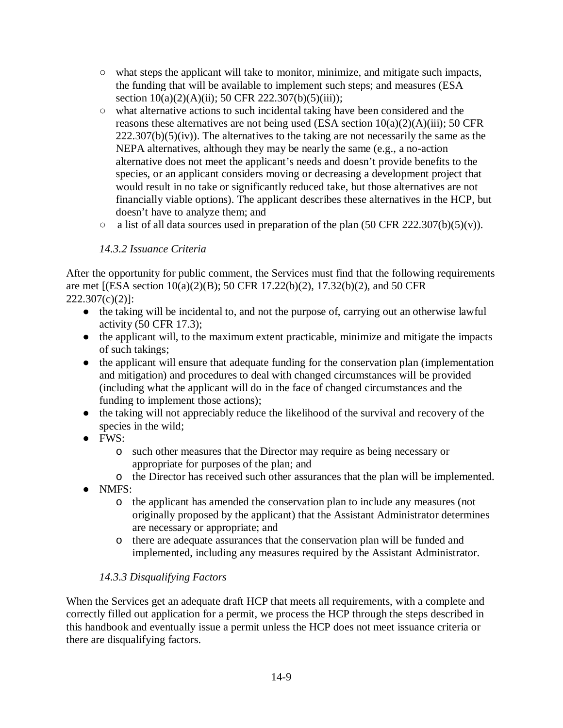- what steps the applicant will take to monitor, minimize, and mitigate such impacts, the funding that will be available to implement such steps; and measures (ESA section 10(a)(2)(A)(ii); 50 CFR 222.307(b)(5)(iii));
    - what alternative actions to such incidental taking have been considered and the reasons these alternatives are not being used (ESA section 10(a)(2)(A)(iii); 50 CFR 222.307(b)(5)(iv)). The alternatives to the taking are not necessarily the same as the NEPA alternatives, although they may be nearly the same (e.g., a no-action alternative does not meet the applicant's needs and doesn't provide benefits to the species, or an applicant considers moving or decreasing a development project that would result in no take or significantly reduced take, but those alternatives are not financially viable options). The applicant describes these alternatives in the HCP, but doesn't have to analyze them; and
    - a list of all data sources used in preparation of the plan (50 CFR 222.307(b)(5)(v)).

### *14.3.2 Issuance Criteria*

After the opportunity for public comment, the Services must find that the following requirements are met [(ESA section 10(a)(2)(B); 50 CFR 17.22(b)(2), 17.32(b)(2), and 50 CFR 222.307(c)(2)]:

- the taking will be incidental to, and not the purpose of, carrying out an otherwise lawful activity (50 CFR 17.3);
- the applicant will, to the maximum extent practicable, minimize and mitigate the impacts of such takings;
- the applicant will ensure that adequate funding for the conservation plan (implementation and mitigation) and procedures to deal with changed circumstances will be provided (including what the applicant will do in the face of changed circumstances and the funding to implement those actions);
- the taking will not appreciably reduce the likelihood of the survival and recovery of the species in the wild;
- FWS:
    - such other measures that the Director may require as being necessary or appropriate for purposes of the plan; and
    - the Director has received such other assurances that the plan will be implemented.
- NMFS:
    - the applicant has amended the conservation plan to include any measures (not originally proposed by the applicant) that the Assistant Administrator determines are necessary or appropriate; and
    - there are adequate assurances that the conservation plan will be funded and implemented, including any measures required by the Assistant Administrator.

### *14.3.3 Disqualifying Factors*

When the Services get an adequate draft HCP that meets all requirements, with a complete and correctly filled out application for a permit, we process the HCP through the steps described in this handbook and eventually issue a permit unless the HCP does not meet issuance criteria or there are disqualifying factors.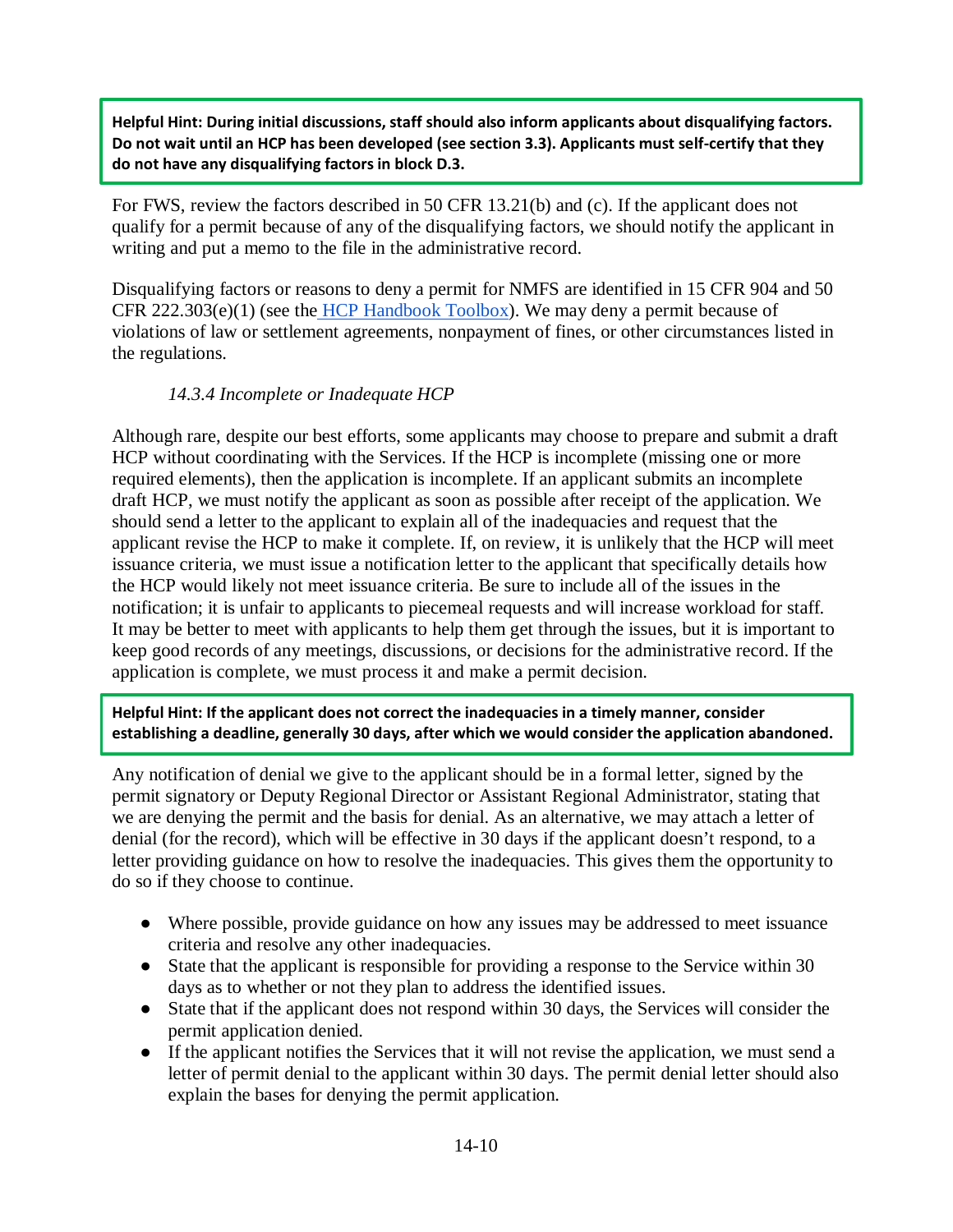**Helpful Hint: During initial discussions, staff should also inform applicants about disqualifying factors. Do not wait until an HCP has been developed (see section 3.3). Applicants must self-certify that they do not have any disqualifying factors in block D.3.**

For FWS, review the factors described in 50 CFR 13.21(b) and (c). If the applicant does not qualify for a permit because of any of the disqualifying factors, we should notify the applicant in writing and put a memo to the file in the administrative record.

Disqualifying factors or reasons to deny a permit for NMFS are identified in 15 CFR 904 and 50 CFR 222.303(e)(1) (see the HCP Handbook Toolbox). We may deny a permit because of violations of law or settlement agreements, nonpayment of fines, or other circumstances listed in the regulations.

### *14.3.4 Incomplete or Inadequate HCP*

Although rare, despite our best efforts, some applicants may choose to prepare and submit a draft HCP without coordinating with the Services. If the HCP is incomplete (missing one or more required elements), then the application is incomplete. If an applicant submits an incomplete draft HCP, we must notify the applicant as soon as possible after receipt of the application. We should send a letter to the applicant to explain all of the inadequacies and request that the applicant revise the HCP to make it complete. If, on review, it is unlikely that the HCP will meet issuance criteria, we must issue a notification letter to the applicant that specifically details how the HCP would likely not meet issuance criteria. Be sure to include all of the issues in the notification; it is unfair to applicants to piecemeal requests and will increase workload for staff. It may be better to meet with applicants to help them get through the issues, but it is important to keep good records of any meetings, discussions, or decisions for the administrative record. If the application is complete, we must process it and make a permit decision.

**Helpful Hint: If the applicant does not correct the inadequacies in a timely manner, consider establishing a deadline, generally 30 days, after which we would consider the application abandoned.**

Any notification of denial we give to the applicant should be in a formal letter, signed by the permit signatory or Deputy Regional Director or Assistant Regional Administrator, stating that we are denying the permit and the basis for denial. As an alternative, we may attach a letter of denial (for the record), which will be effective in 30 days if the applicant doesn't respond, to a letter providing guidance on how to resolve the inadequacies. This gives them the opportunity to do so if they choose to continue.

- Where possible, provide guidance on how any issues may be addressed to meet issuance criteria and resolve any other inadequacies.
- State that the applicant is responsible for providing a response to the Service within 30 days as to whether or not they plan to address the identified issues.
- State that if the applicant does not respond within 30 days, the Services will consider the permit application denied.
- If the applicant notifies the Services that it will not revise the application, we must send a letter of permit denial to the applicant within 30 days. The permit denial letter should also explain the bases for denying the permit application.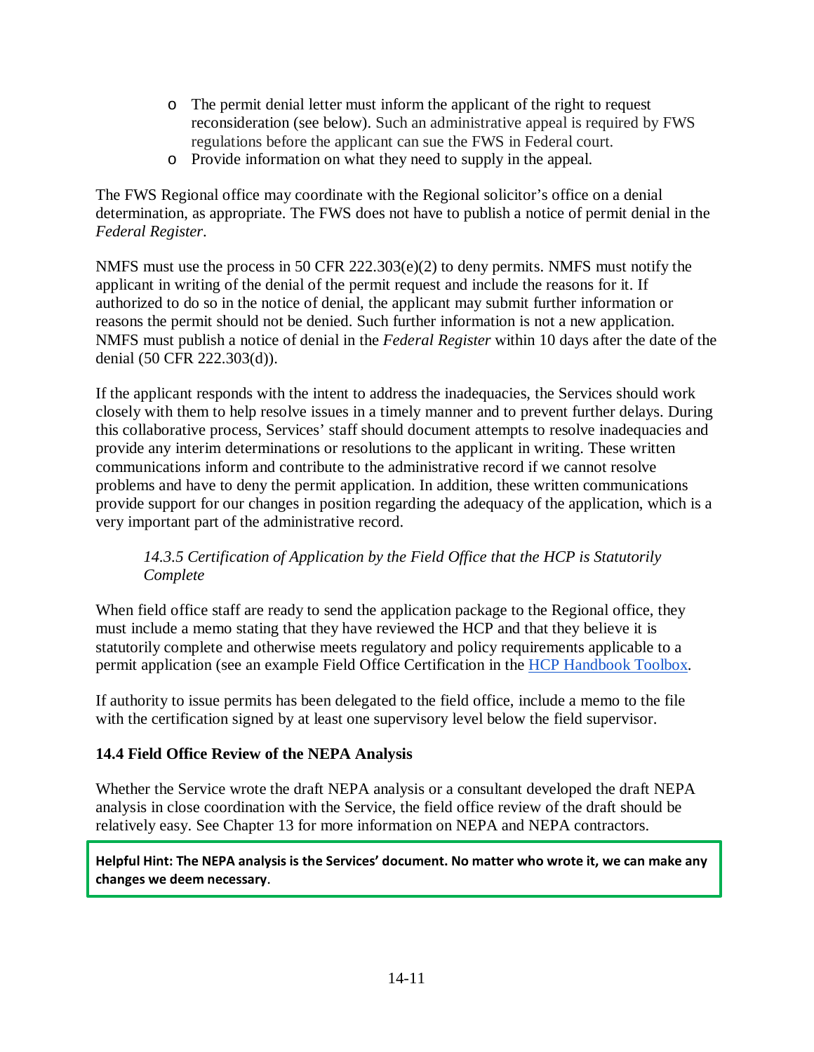- The permit denial letter must inform the applicant of the right to request reconsideration (see below). Such an administrative appeal is required by FWS regulations before the applicant can sue the FWS in Federal court.
- Provide information on what they need to supply in the appeal.

The FWS Regional office may coordinate with the Regional solicitor's office on a denial determination, as appropriate. The FWS does not have to publish a notice of permit denial in the *Federal Register*.

NMFS must use the process in 50 CFR 222.303(e)(2) to deny permits. NMFS must notify the applicant in writing of the denial of the permit request and include the reasons for it. If authorized to do so in the notice of denial, the applicant may submit further information or reasons the permit should not be denied. Such further information is not a new application. NMFS must publish a notice of denial in the *Federal Register* within 10 days after the date of the denial (50 CFR 222.303(d)).

If the applicant responds with the intent to address the inadequacies, the Services should work closely with them to help resolve issues in a timely manner and to prevent further delays. During this collaborative process, Services' staff should document attempts to resolve inadequacies and provide any interim determinations or resolutions to the applicant in writing. These written communications inform and contribute to the administrative record if we cannot resolve problems and have to deny the permit application. In addition, these written communications provide support for our changes in position regarding the adequacy of the application, which is a very important part of the administrative record.

#### *14.3.5 Certification of Application by the Field Office that the HCP is Statutorily Complete*

When field office staff are ready to send the application package to the Regional office, they must include a memo stating that they have reviewed the HCP and that they believe it is statutorily complete and otherwise meets regulatory and policy requirements applicable to a permit application (see an example Field Office Certification in the HCP Handbook Toolbox.

If authority to issue permits has been delegated to the field office, include a memo to the file with the certification signed by at least one supervisory level below the field supervisor.

### 14.4 Field Office Review of the NEPA Analysis

Whether the Service wrote the draft NEPA analysis or a consultant developed the draft NEPA analysis in close coordination with the Service, the field office review of the draft should be relatively easy. See Chapter 13 for more information on NEPA and NEPA contractors.

**Helpful Hint: The NEPA analysis is the Services' document. No matter who wrote it, we can make any changes we deem necessary.**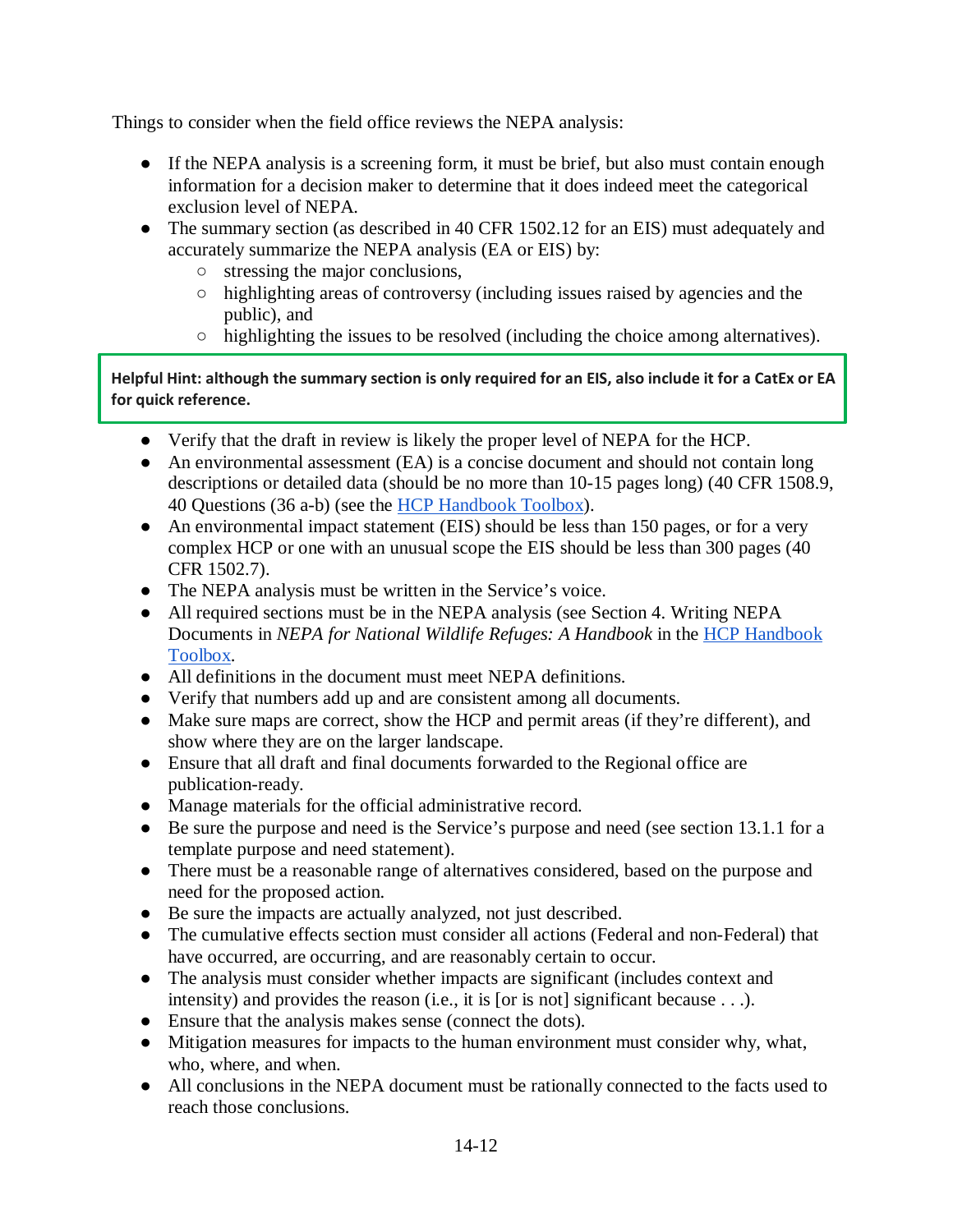Things to consider when the field office reviews the NEPA analysis:

- If the NEPA analysis is a screening form, it must be brief, but also must contain enough information for a decision maker to determine that it does indeed meet the categorical exclusion level of NEPA.
- The summary section (as described in 40 CFR 1502.12 for an EIS) must adequately and accurately summarize the NEPA analysis (EA or EIS) by:
  - stressing the major conclusions,
  - highlighting areas of controversy (including issues raised by agencies and the public), and
  - highlighting the issues to be resolved (including the choice among alternatives).

**Helpful Hint: although the summary section is only required for an EIS, also include it for a CatEx or EA for quick reference.**

- Verify that the draft in review is likely the proper level of NEPA for the HCP.
- An environmental assessment (EA) is a concise document and should not contain long descriptions or detailed data (should be no more than 10-15 pages long) (40 CFR 1508.9, 40 Questions (36 a-b) (see the HCP Handbook Toolbox).
- An environmental impact statement (EIS) should be less than 150 pages, or for a very complex HCP or one with an unusual scope the EIS should be less than 300 pages (40 CFR 1502.7).
- The NEPA analysis must be written in the Service's voice.
- All required sections must be in the NEPA analysis (see Section 4. Writing NEPA Documents in *NEPA for National Wildlife Refuges: A Handbook* in the HCP Handbook Toolbox.
- All definitions in the document must meet NEPA definitions.
- Verify that numbers add up and are consistent among all documents.
- Make sure maps are correct, show the HCP and permit areas (if they're different), and show where they are on the larger landscape.
- Ensure that all draft and final documents forwarded to the Regional office are publication-ready.
- Manage materials for the official administrative record.
- Be sure the purpose and need is the Service's purpose and need (see section 13.1.1 for a template purpose and need statement).
- There must be a reasonable range of alternatives considered, based on the purpose and need for the proposed action.
- Be sure the impacts are actually analyzed, not just described.
- The cumulative effects section must consider all actions (Federal and non-Federal) that have occurred, are occurring, and are reasonably certain to occur.
- The analysis must consider whether impacts are significant (includes context and intensity) and provides the reason (i.e., it is [or is not] significant because . . .).
- Ensure that the analysis makes sense (connect the dots).
- Mitigation measures for impacts to the human environment must consider why, what, who, where, and when.
- All conclusions in the NEPA document must be rationally connected to the facts used to reach those conclusions.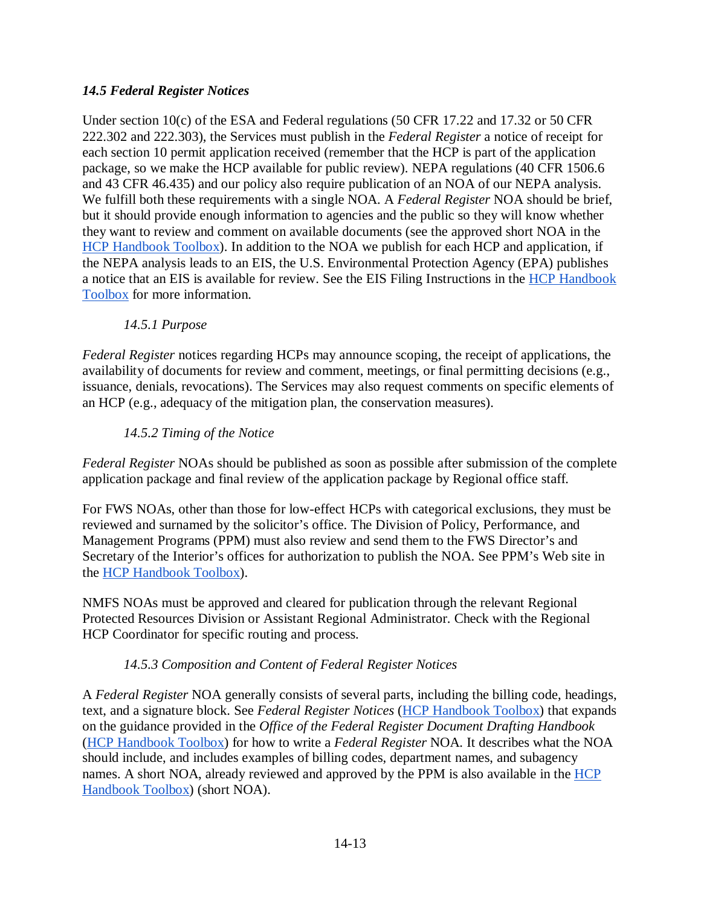### *14.5 Federal Register Notices*

Under section 10(c) of the ESA and Federal regulations (50 CFR 17.22 and 17.32 or 50 CFR 222.302 and 222.303), the Services must publish in the *Federal Register* a notice of receipt for each section 10 permit application received (remember that the HCP is part of the application package, so we make the HCP available for public review). NEPA regulations (40 CFR 1506.6 and 43 CFR 46.435) and our policy also require publication of an NOA of our NEPA analysis. We fulfill both these requirements with a single NOA. A *Federal Register* NOA should be brief, but it should provide enough information to agencies and the public so they will know whether they want to review and comment on available documents (see the approved short NOA in the HCP Handbook Toolbox). In addition to the NOA we publish for each HCP and application, if the NEPA analysis leads to an EIS, the U.S. Environmental Protection Agency (EPA) publishes a notice that an EIS is available for review. See the EIS Filing Instructions in the HCP Handbook Toolbox for more information.

#### *14.5.1 Purpose*

*Federal Register* notices regarding HCPs may announce scoping, the receipt of applications, the availability of documents for review and comment, meetings, or final permitting decisions (e.g., issuance, denials, revocations). The Services may also request comments on specific elements of an HCP (e.g., adequacy of the mitigation plan, the conservation measures).

#### *14.5.2 Timing of the Notice*

*Federal Register* NOAs should be published as soon as possible after submission of the complete application package and final review of the application package by Regional office staff.

For FWS NOAs, other than those for low-effect HCPs with categorical exclusions, they must be reviewed and surnamed by the solicitor's office. The Division of Policy, Performance, and Management Programs (PPM) must also review and send them to the FWS Director's and Secretary of the Interior's offices for authorization to publish the NOA. See PPM's Web site in the HCP Handbook Toolbox).

NMFS NOAs must be approved and cleared for publication through the relevant Regional Protected Resources Division or Assistant Regional Administrator. Check with the Regional HCP Coordinator for specific routing and process.

#### *14.5.3 Composition and Content of Federal Register Notices*

A *Federal Register* NOA generally consists of several parts, including the billing code, headings, text, and a signature block. See *Federal Register Notices* (HCP Handbook Toolbox) that expands on the guidance provided in the *Office of the Federal Register Document Drafting Handbook* (HCP Handbook Toolbox) for how to write a *Federal Register* NOA. It describes what the NOA should include, and includes examples of billing codes, department names, and subagency names. A short NOA, already reviewed and approved by the PPM is also available in the HCP Handbook Toolbox) (short NOA).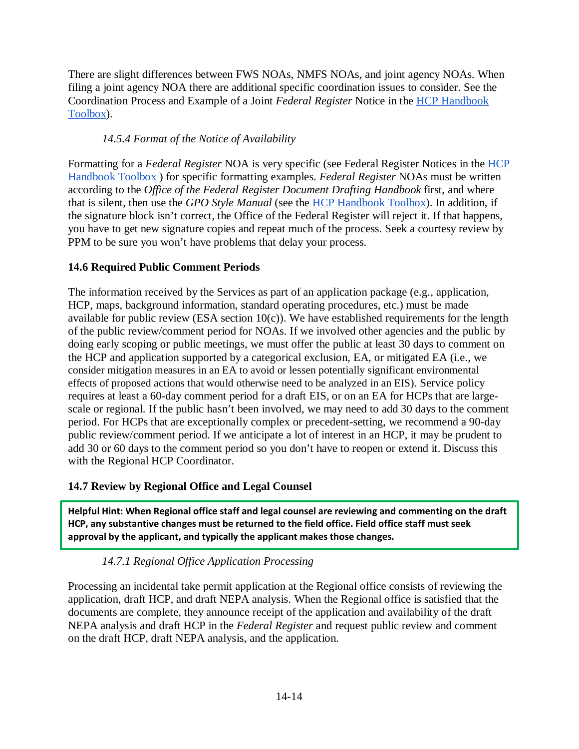There are slight differences between FWS NOAs, NMFS NOAs, and joint agency NOAs. When filing a joint agency NOA there are additional specific coordination issues to consider. See the Coordination Process and Example of a Joint *Federal Register* Notice in the [HCP Handbook Toolbox](#)).

### *14.5.4 Format of the Notice of Availability*

Formatting for a *Federal Register* NOA is very specific (see Federal Register Notices in the [HCP Handbook Toolbox](#) ) for specific formatting examples. *Federal Register* NOAs must be written according to the *Office of the Federal Register Document Drafting Handbook* first, and where that is silent, then use the *GPO Style Manual* (see the [HCP Handbook Toolbox](#)). In addition, if the signature block isn't correct, the Office of the Federal Register will reject it. If that happens, you have to get new signature copies and repeat much of the process. Seek a courtesy review by PPM to be sure you won't have problems that delay your process.

## 14.6 Required Public Comment Periods

The information received by the Services as part of an application package (e.g., application, HCP, maps, background information, standard operating procedures, etc.) must be made available for public review (ESA section 10(c)). We have established requirements for the length of the public review/comment period for NOAs. If we involved other agencies and the public by doing early scoping or public meetings, we must offer the public at least 30 days to comment on the HCP and application supported by a categorical exclusion, EA, or mitigated EA (i.e., we consider mitigation measures in an EA to avoid or lessen potentially significant environmental effects of proposed actions that would otherwise need to be analyzed in an EIS). Service policy requires at least a 60-day comment period for a draft EIS, or on an EA for HCPs that are large-scale or regional. If the public hasn't been involved, we may need to add 30 days to the comment period. For HCPs that are exceptionally complex or precedent-setting, we recommend a 90-day public review/comment period. If we anticipate a lot of interest in an HCP, it may be prudent to add 30 or 60 days to the comment period so you don't have to reopen or extend it. Discuss this with the Regional HCP Coordinator.

## 14.7 Review by Regional Office and Legal Counsel

> **Helpful Hint: When Regional office staff and legal counsel are reviewing and commenting on the draft HCP, any substantive changes must be returned to the field office. Field office staff must seek approval by the applicant, and typically the applicant makes those changes.**

### *14.7.1 Regional Office Application Processing*

Processing an incidental take permit application at the Regional office consists of reviewing the application, draft HCP, and draft NEPA analysis. When the Regional office is satisfied that the documents are complete, they announce receipt of the application and availability of the draft NEPA analysis and draft HCP in the *Federal Register* and request public review and comment on the draft HCP, draft NEPA analysis, and the application.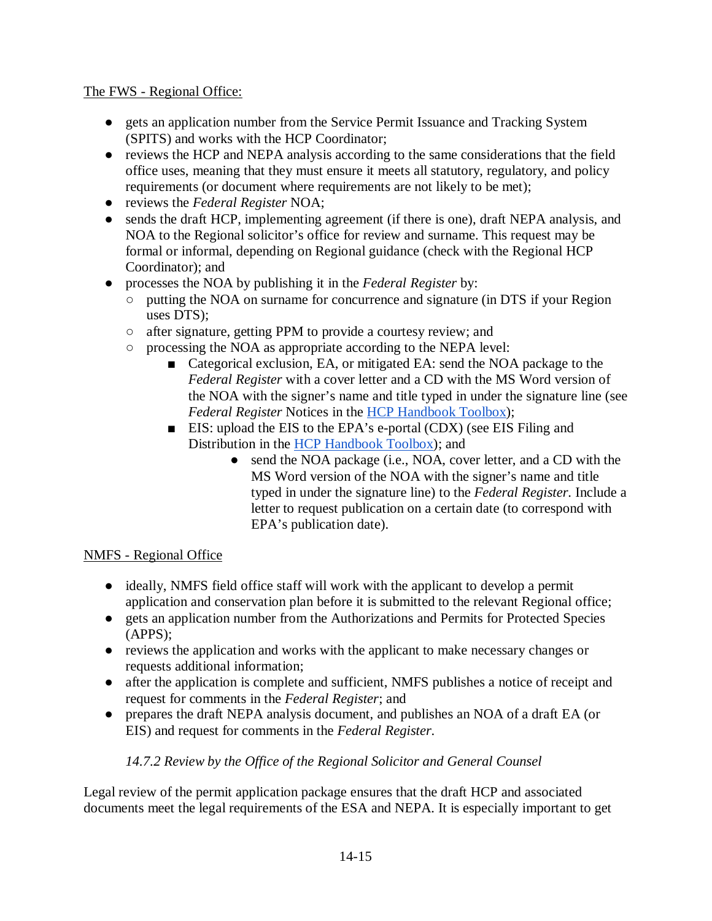The FWS - Regional Office:

- gets an application number from the Service Permit Issuance and Tracking System (SPITS) and works with the HCP Coordinator;
- reviews the HCP and NEPA analysis according to the same considerations that the field office uses, meaning that they must ensure it meets all statutory, regulatory, and policy requirements (or document where requirements are not likely to be met);
- reviews the *Federal Register* NOA;
- sends the draft HCP, implementing agreement (if there is one), draft NEPA analysis, and NOA to the Regional solicitor's office for review and surname. This request may be formal or informal, depending on Regional guidance (check with the Regional HCP Coordinator); and
- processes the NOA by publishing it in the *Federal Register* by:
  - putting the NOA on surname for concurrence and signature (in DTS if your Region uses DTS);
  - after signature, getting PPM to provide a courtesy review; and
  - processing the NOA as appropriate according to the NEPA level:
    - Categorical exclusion, EA, or mitigated EA: send the NOA package to the *Federal Register* with a cover letter and a CD with the MS Word version of the NOA with the signer's name and title typed in under the signature line (see *Federal Register* Notices in the HCP Handbook Toolbox);
    - EIS: upload the EIS to the EPA's e-portal (CDX) (see EIS Filing and Distribution in the HCP Handbook Toolbox); and
      - send the NOA package (i.e., NOA, cover letter, and a CD with the MS Word version of the NOA with the signer's name and title typed in under the signature line) to the *Federal Register*. Include a letter to request publication on a certain date (to correspond with EPA's publication date).

NMFS - Regional Office

- ideally, NMFS field office staff will work with the applicant to develop a permit application and conservation plan before it is submitted to the relevant Regional office;
- gets an application number from the Authorizations and Permits for Protected Species (APPS);
- reviews the application and works with the applicant to make necessary changes or requests additional information;
- after the application is complete and sufficient, NMFS publishes a notice of receipt and request for comments in the *Federal Register*; and
- prepares the draft NEPA analysis document, and publishes an NOA of a draft EA (or EIS) and request for comments in the *Federal Register*.

### *14.7.2 Review by the Office of the Regional Solicitor and General Counsel*

Legal review of the permit application package ensures that the draft HCP and associated documents meet the legal requirements of the ESA and NEPA. It is especially important to get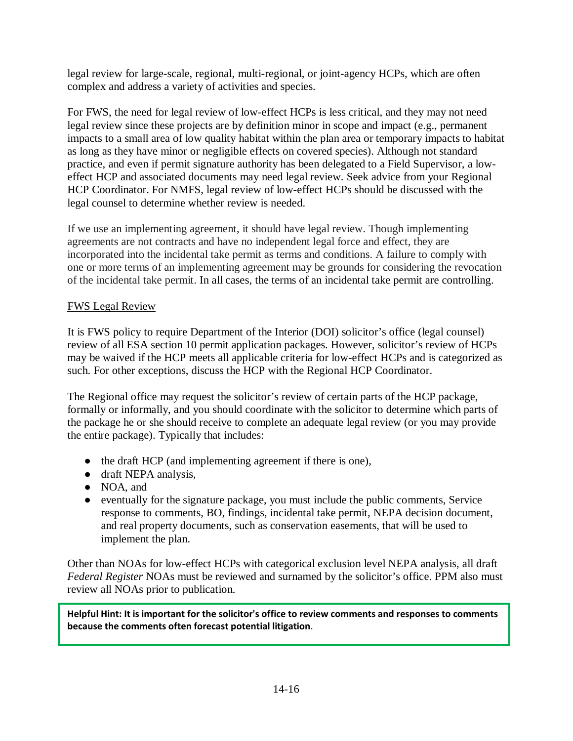legal review for large-scale, regional, multi-regional, or joint-agency HCPs, which are often complex and address a variety of activities and species.

For FWS, the need for legal review of low-effect HCPs is less critical, and they may not need legal review since these projects are by definition minor in scope and impact (e.g., permanent impacts to a small area of low quality habitat within the plan area or temporary impacts to habitat as long as they have minor or negligible effects on covered species). Although not standard practice, and even if permit signature authority has been delegated to a Field Supervisor, a low-effect HCP and associated documents may need legal review. Seek advice from your Regional HCP Coordinator. For NMFS, legal review of low-effect HCPs should be discussed with the legal counsel to determine whether review is needed.

If we use an implementing agreement, it should have legal review. Though implementing agreements are not contracts and have no independent legal force and effect, they are incorporated into the incidental take permit as terms and conditions. A failure to comply with one or more terms of an implementing agreement may be grounds for considering the revocation of the incidental take permit. In all cases, the terms of an incidental take permit are controlling.

<u>FWS Legal Review</u>

It is FWS policy to require Department of the Interior (DOI) solicitor's office (legal counsel) review of all ESA section 10 permit application packages. However, solicitor's review of HCPs may be waived if the HCP meets all applicable criteria for low-effect HCPs and is categorized as such. For other exceptions, discuss the HCP with the Regional HCP Coordinator.

The Regional office may request the solicitor's review of certain parts of the HCP package, formally or informally, and you should coordinate with the solicitor to determine which parts of the package he or she should receive to complete an adequate legal review (or you may provide the entire package). Typically that includes:

- the draft HCP (and implementing agreement if there is one),
- draft NEPA analysis,
- NOA, and
- eventually for the signature package, you must include the public comments, Service response to comments, BO, findings, incidental take permit, NEPA decision document, and real property documents, such as conservation easements, that will be used to implement the plan.

Other than NOAs for low-effect HCPs with categorical exclusion level NEPA analysis, all draft *Federal Register* NOAs must be reviewed and surnamed by the solicitor's office. PPM also must review all NOAs prior to publication.

**Helpful Hint: It is important for the solicitor's office to review comments and responses to comments because the comments often forecast potential litigation**.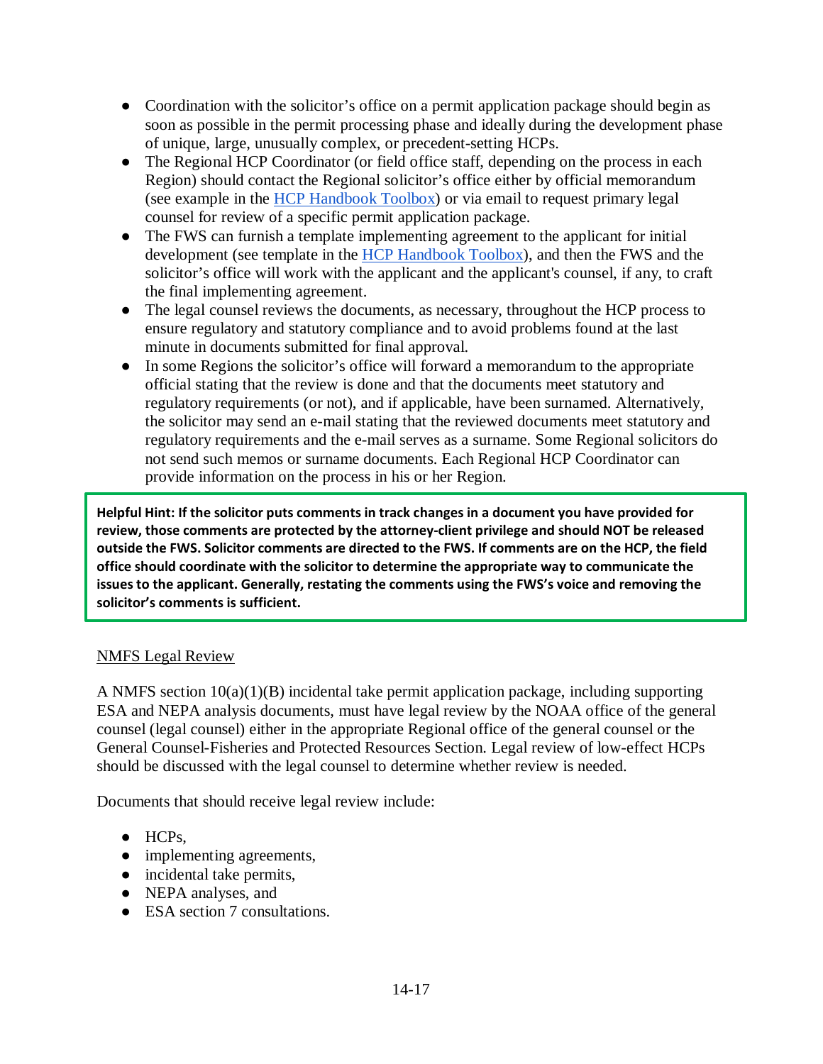- Coordination with the solicitor's office on a permit application package should begin as soon as possible in the permit processing phase and ideally during the development phase of unique, large, unusually complex, or precedent-setting HCPs.
- The Regional HCP Coordinator (or field office staff, depending on the process in each Region) should contact the Regional solicitor's office either by official memorandum (see example in the [HCP Handbook Toolbox]) or via email to request primary legal counsel for review of a specific permit application package.
- The FWS can furnish a template implementing agreement to the applicant for initial development (see template in the [HCP Handbook Toolbox]), and then the FWS and the solicitor's office will work with the applicant and the applicant's counsel, if any, to craft the final implementing agreement.
- The legal counsel reviews the documents, as necessary, throughout the HCP process to ensure regulatory and statutory compliance and to avoid problems found at the last minute in documents submitted for final approval.
- In some Regions the solicitor's office will forward a memorandum to the appropriate official stating that the review is done and that the documents meet statutory and regulatory requirements (or not), and if applicable, have been surnamed. Alternatively, the solicitor may send an e-mail stating that the reviewed documents meet statutory and regulatory requirements and the e-mail serves as a surname. Some Regional solicitors do not send such memos or surname documents. Each Regional HCP Coordinator can provide information on the process in his or her Region.

> **Helpful Hint: If the solicitor puts comments in track changes in a document you have provided for review, those comments are protected by the attorney-client privilege and should NOT be released outside the FWS. Solicitor comments are directed to the FWS. If comments are on the HCP, the field office should coordinate with the solicitor to determine the appropriate way to communicate the issues to the applicant. Generally, restating the comments using the FWS's voice and removing the solicitor's comments is sufficient.**

NMFS Legal Review

A NMFS section 10(a)(1)(B) incidental take permit application package, including supporting ESA and NEPA analysis documents, must have legal review by the NOAA office of the general counsel (legal counsel) either in the appropriate Regional office of the general counsel or the General Counsel-Fisheries and Protected Resources Section. Legal review of low-effect HCPs should be discussed with the legal counsel to determine whether review is needed.

Documents that should receive legal review include:

- HCPs,
- implementing agreements,
- incidental take permits,
- NEPA analyses, and
- ESA section 7 consultations.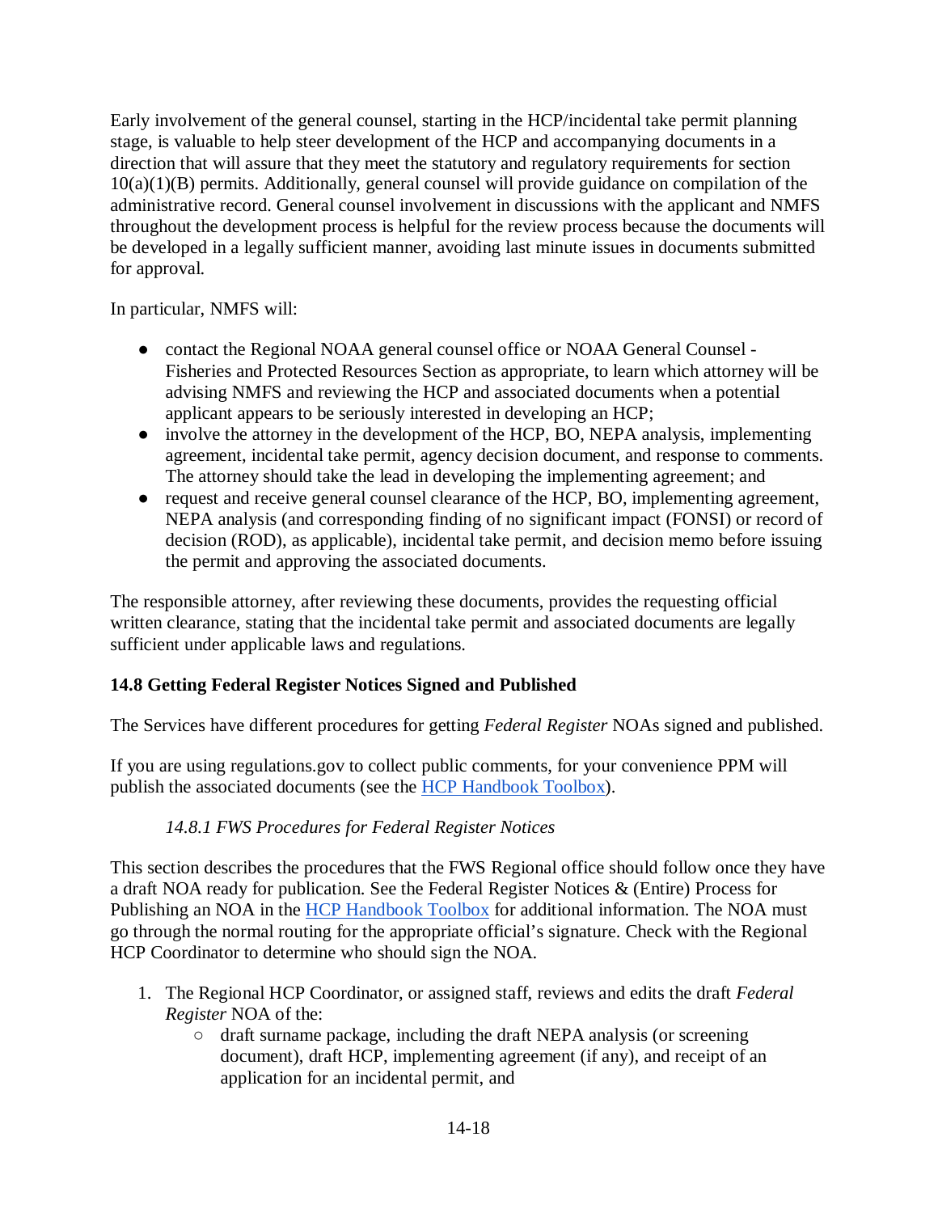Early involvement of the general counsel, starting in the HCP/incidental take permit planning stage, is valuable to help steer development of the HCP and accompanying documents in a direction that will assure that they meet the statutory and regulatory requirements for section 10(a)(1)(B) permits. Additionally, general counsel will provide guidance on compilation of the administrative record. General counsel involvement in discussions with the applicant and NMFS throughout the development process is helpful for the review process because the documents will be developed in a legally sufficient manner, avoiding last minute issues in documents submitted for approval.

In particular, NMFS will:

- contact the Regional NOAA general counsel office or NOAA General Counsel - Fisheries and Protected Resources Section as appropriate, to learn which attorney will be advising NMFS and reviewing the HCP and associated documents when a potential applicant appears to be seriously interested in developing an HCP;
- involve the attorney in the development of the HCP, BO, NEPA analysis, implementing agreement, incidental take permit, agency decision document, and response to comments. The attorney should take the lead in developing the implementing agreement; and
- request and receive general counsel clearance of the HCP, BO, implementing agreement, NEPA analysis (and corresponding finding of no significant impact (FONSI) or record of decision (ROD), as applicable), incidental take permit, and decision memo before issuing the permit and approving the associated documents.

The responsible attorney, after reviewing these documents, provides the requesting official written clearance, stating that the incidental take permit and associated documents are legally sufficient under applicable laws and regulations.

## 14.8 Getting Federal Register Notices Signed and Published

The Services have different procedures for getting *Federal Register* NOAs signed and published.

If you are using regulations.gov to collect public comments, for your convenience PPM will publish the associated documents (see the HCP Handbook Toolbox).

### *14.8.1 FWS Procedures for Federal Register Notices*

This section describes the procedures that the FWS Regional office should follow once they have a draft NOA ready for publication. See the Federal Register Notices & (Entire) Process for Publishing an NOA in the HCP Handbook Toolbox for additional information. The NOA must go through the normal routing for the appropriate official's signature. Check with the Regional HCP Coordinator to determine who should sign the NOA.

1. The Regional HCP Coordinator, or assigned staff, reviews and edits the draft *Federal Register* NOA of the:
   - draft surname package, including the draft NEPA analysis (or screening document), draft HCP, implementing agreement (if any), and receipt of an application for an incidental permit, and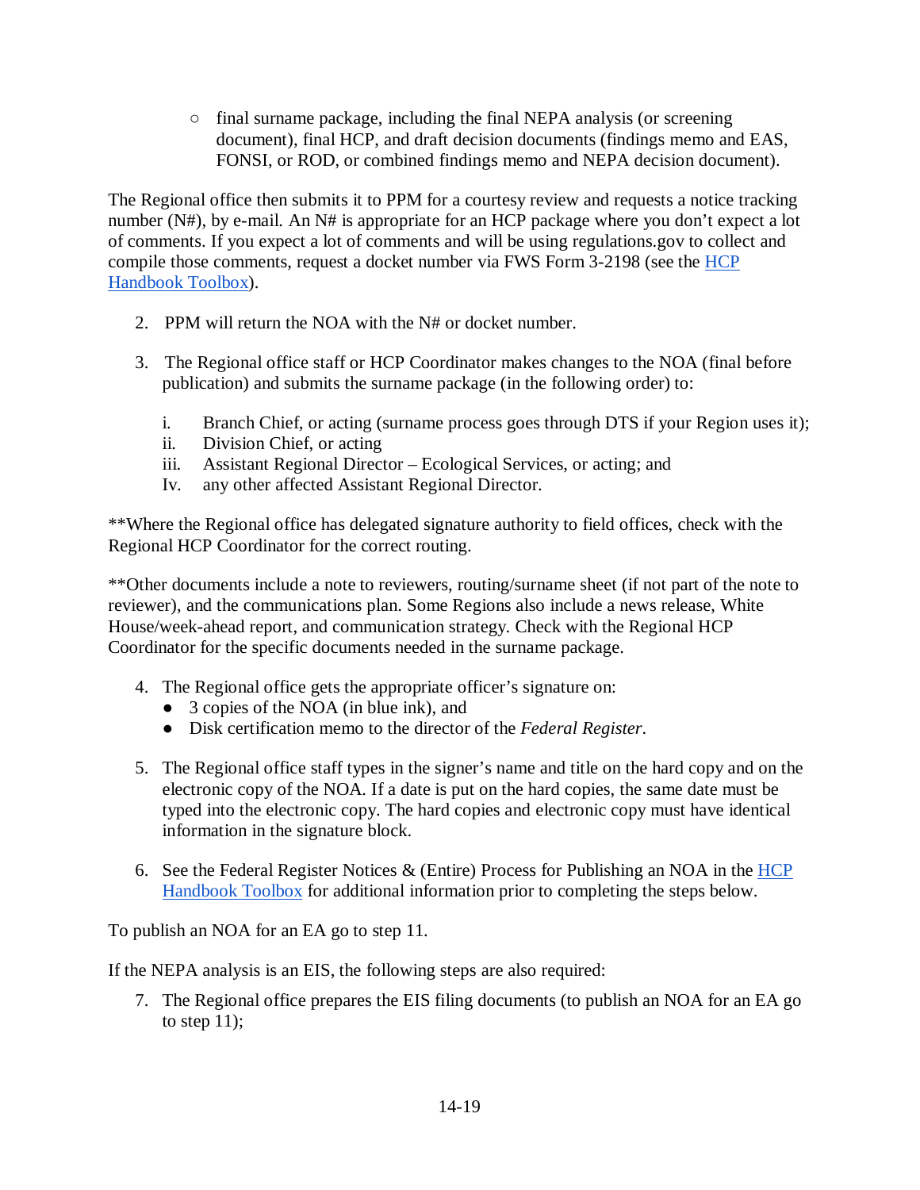- final surname package, including the final NEPA analysis (or screening document), final HCP, and draft decision documents (findings memo and EAS, FONSI, or ROD, or combined findings memo and NEPA decision document).

The Regional office then submits it to PPM for a courtesy review and requests a notice tracking number (N#), by e-mail. An N# is appropriate for an HCP package where you don't expect a lot of comments. If you expect a lot of comments and will be using regulations.gov to collect and compile those comments, request a docket number via FWS Form 3-2198 (see the HCP Handbook Toolbox).

2. PPM will return the NOA with the N# or docket number.

3. The Regional office staff or HCP Coordinator makes changes to the NOA (final before publication) and submits the surname package (in the following order) to:

   i. Branch Chief, or acting (surname process goes through DTS if your Region uses it);
   ii. Division Chief, or acting
   iii. Assistant Regional Director – Ecological Services, or acting; and
   Iv. any other affected Assistant Regional Director.

**Where the Regional office has delegated signature authority to field offices, check with the Regional HCP Coordinator for the correct routing.

**Other documents include a note to reviewers, routing/surname sheet (if not part of the note to reviewer), and the communications plan. Some Regions also include a news release, White House/week-ahead report, and communication strategy. Check with the Regional HCP Coordinator for the specific documents needed in the surname package.

4. The Regional office gets the appropriate officer's signature on:
   - 3 copies of the NOA (in blue ink), and
   - Disk certification memo to the director of the *Federal Register*.

5. The Regional office staff types in the signer's name and title on the hard copy and on the electronic copy of the NOA. If a date is put on the hard copies, the same date must be typed into the electronic copy. The hard copies and electronic copy must have identical information in the signature block.

6. See the Federal Register Notices & (Entire) Process for Publishing an NOA in the HCP Handbook Toolbox for additional information prior to completing the steps below.

To publish an NOA for an EA go to step 11.

If the NEPA analysis is an EIS, the following steps are also required:

7. The Regional office prepares the EIS filing documents (to publish an NOA for an EA go to step 11);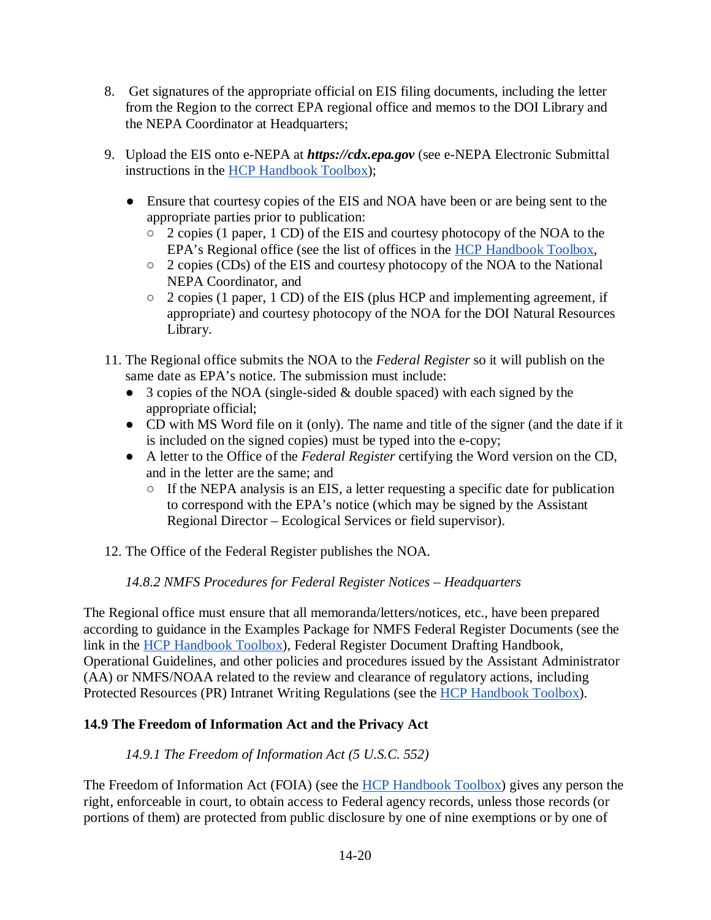8. Get signatures of the appropriate official on EIS filing documents, including the letter from the Region to the correct EPA regional office and memos to the DOI Library and the NEPA Coordinator at Headquarters;

9. Upload the EIS onto e-NEPA at ***https://cdx.epa.gov*** (see e-NEPA Electronic Submittal instructions in the [HCP Handbook Toolbox]());

   - Ensure that courtesy copies of the EIS and NOA have been or are being sent to the appropriate parties prior to publication:
     - 2 copies (1 paper, 1 CD) of the EIS and courtesy photocopy of the NOA to the EPA's Regional office (see the list of offices in the [HCP Handbook Toolbox](),
     - 2 copies (CDs) of the EIS and courtesy photocopy of the NOA to the National NEPA Coordinator, and
     - 2 copies (1 paper, 1 CD) of the EIS (plus HCP and implementing agreement, if appropriate) and courtesy photocopy of the NOA for the DOI Natural Resources Library.

11. The Regional office submits the NOA to the *Federal Register* so it will publish on the same date as EPA's notice. The submission must include:
    - 3 copies of the NOA (single-sided & double spaced) with each signed by the appropriate official;
    - CD with MS Word file on it (only). The name and title of the signer (and the date if it is included on the signed copies) must be typed into the e-copy;
    - A letter to the Office of the *Federal Register* certifying the Word version on the CD, and in the letter are the same; and
      - If the NEPA analysis is an EIS, a letter requesting a specific date for publication to correspond with the EPA's notice (which may be signed by the Assistant Regional Director – Ecological Services or field supervisor).

12. The Office of the Federal Register publishes the NOA.

#### *14.8.2 NMFS Procedures for Federal Register Notices – Headquarters*

The Regional office must ensure that all memoranda/letters/notices, etc., have been prepared according to guidance in the Examples Package for NMFS Federal Register Documents (see the link in the [HCP Handbook Toolbox]()), Federal Register Document Drafting Handbook, Operational Guidelines, and other policies and procedures issued by the Assistant Administrator (AA) or NMFS/NOAA related to the review and clearance of regulatory actions, including Protected Resources (PR) Intranet Writing Regulations (see the [HCP Handbook Toolbox]()).

## 14.9 The Freedom of Information Act and the Privacy Act

#### *14.9.1 The Freedom of Information Act (5 U.S.C. 552)*

The Freedom of Information Act (FOIA) (see the [HCP Handbook Toolbox]()) gives any person the right, enforceable in court, to obtain access to Federal agency records, unless those records (or portions of them) are protected from public disclosure by one of nine exemptions or by one of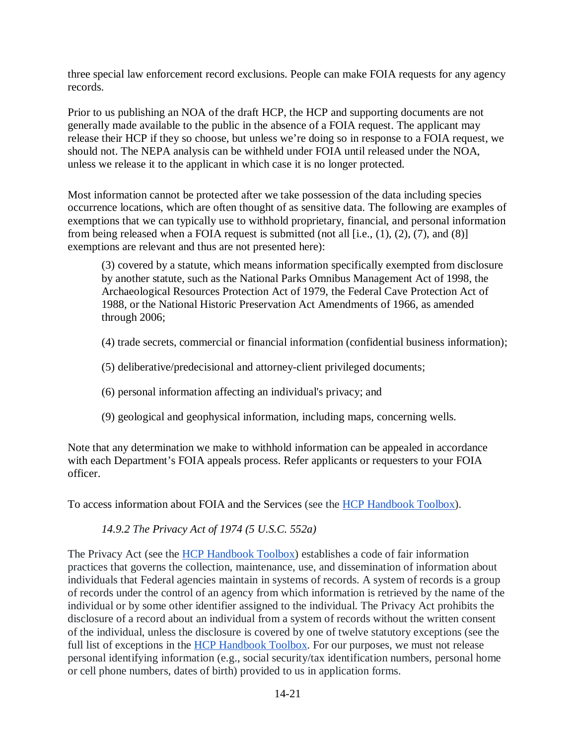three special law enforcement record exclusions. People can make FOIA requests for any agency records.

Prior to us publishing an NOA of the draft HCP, the HCP and supporting documents are not generally made available to the public in the absence of a FOIA request. The applicant may release their HCP if they so choose, but unless we're doing so in response to a FOIA request, we should not. The NEPA analysis can be withheld under FOIA until released under the NOA, unless we release it to the applicant in which case it is no longer protected.

Most information cannot be protected after we take possession of the data including species occurrence locations, which are often thought of as sensitive data. The following are examples of exemptions that we can typically use to withhold proprietary, financial, and personal information from being released when a FOIA request is submitted (not all [i.e., (1), (2), (7), and (8)] exemptions are relevant and thus are not presented here):

> (3) covered by a statute, which means information specifically exempted from disclosure by another statute, such as the National Parks Omnibus Management Act of 1998, the Archaeological Resources Protection Act of 1979, the Federal Cave Protection Act of 1988, or the National Historic Preservation Act Amendments of 1966, as amended through 2006;
>
> (4) trade secrets, commercial or financial information (confidential business information);
>
> (5) deliberative/predecisional and attorney-client privileged documents;
>
> (6) personal information affecting an individual's privacy; and
>
> (9) geological and geophysical information, including maps, concerning wells.

Note that any determination we make to withhold information can be appealed in accordance with each Department's FOIA appeals process. Refer applicants or requesters to your FOIA officer.

To access information about FOIA and the Services (see the HCP Handbook Toolbox).

#### *14.9.2 The Privacy Act of 1974 (5 U.S.C. 552a)*

The Privacy Act (see the HCP Handbook Toolbox) establishes a code of fair information practices that governs the collection, maintenance, use, and dissemination of information about individuals that Federal agencies maintain in systems of records. A system of records is a group of records under the control of an agency from which information is retrieved by the name of the individual or by some other identifier assigned to the individual. The Privacy Act prohibits the disclosure of a record about an individual from a system of records without the written consent of the individual, unless the disclosure is covered by one of twelve statutory exceptions (see the full list of exceptions in the HCP Handbook Toolbox. For our purposes, we must not release personal identifying information (e.g., social security/tax identification numbers, personal home or cell phone numbers, dates of birth) provided to us in application forms.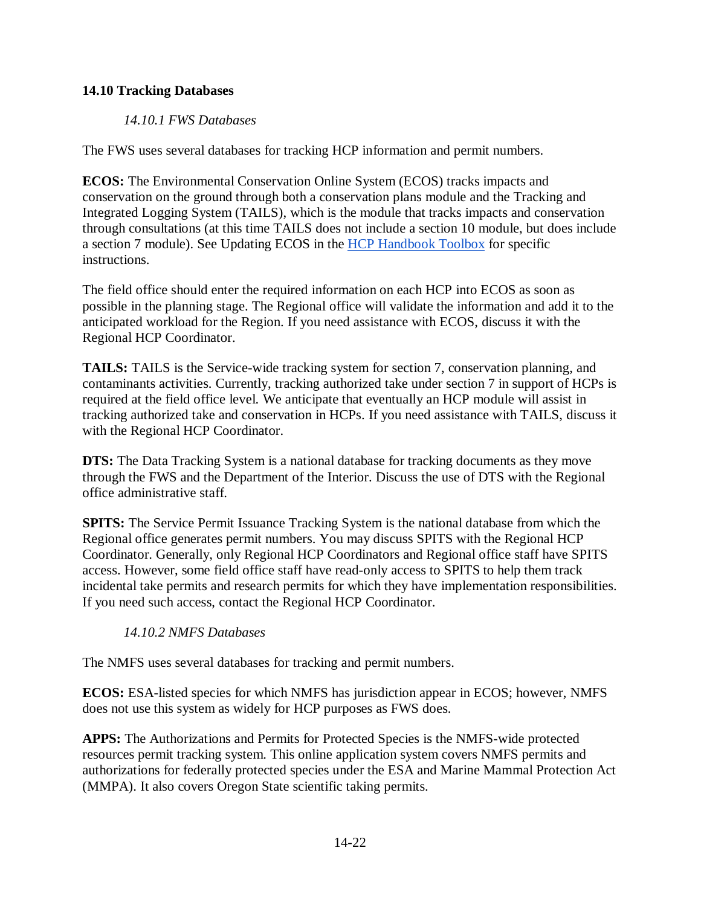## 14.10 Tracking Databases

### *14.10.1 FWS Databases*

The FWS uses several databases for tracking HCP information and permit numbers.

**ECOS:** The Environmental Conservation Online System (ECOS) tracks impacts and conservation on the ground through both a conservation plans module and the Tracking and Integrated Logging System (TAILS), which is the module that tracks impacts and conservation through consultations (at this time TAILS does not include a section 10 module, but does include a section 7 module). See Updating ECOS in the HCP Handbook Toolbox for specific instructions.

The field office should enter the required information on each HCP into ECOS as soon as possible in the planning stage. The Regional office will validate the information and add it to the anticipated workload for the Region. If you need assistance with ECOS, discuss it with the Regional HCP Coordinator.

**TAILS:** TAILS is the Service-wide tracking system for section 7, conservation planning, and contaminants activities. Currently, tracking authorized take under section 7 in support of HCPs is required at the field office level. We anticipate that eventually an HCP module will assist in tracking authorized take and conservation in HCPs. If you need assistance with TAILS, discuss it with the Regional HCP Coordinator.

**DTS:** The Data Tracking System is a national database for tracking documents as they move through the FWS and the Department of the Interior. Discuss the use of DTS with the Regional office administrative staff.

**SPITS:** The Service Permit Issuance Tracking System is the national database from which the Regional office generates permit numbers. You may discuss SPITS with the Regional HCP Coordinator. Generally, only Regional HCP Coordinators and Regional office staff have SPITS access. However, some field office staff have read-only access to SPITS to help them track incidental take permits and research permits for which they have implementation responsibilities. If you need such access, contact the Regional HCP Coordinator.

### *14.10.2 NMFS Databases*

The NMFS uses several databases for tracking and permit numbers.

**ECOS:** ESA-listed species for which NMFS has jurisdiction appear in ECOS; however, NMFS does not use this system as widely for HCP purposes as FWS does.

**APPS:** The Authorizations and Permits for Protected Species is the NMFS-wide protected resources permit tracking system. This online application system covers NMFS permits and authorizations for federally protected species under the ESA and Marine Mammal Protection Act (MMPA). It also covers Oregon State scientific taking permits.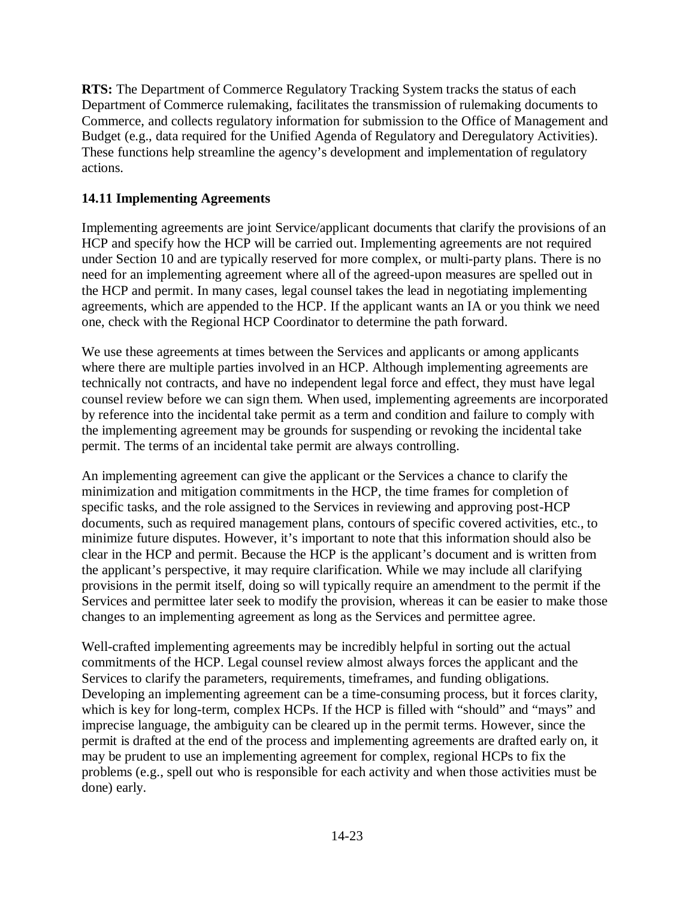**RTS:** The Department of Commerce Regulatory Tracking System tracks the status of each Department of Commerce rulemaking, facilitates the transmission of rulemaking documents to Commerce, and collects regulatory information for submission to the Office of Management and Budget (e.g., data required for the Unified Agenda of Regulatory and Deregulatory Activities). These functions help streamline the agency's development and implementation of regulatory actions.

### 14.11 Implementing Agreements

Implementing agreements are joint Service/applicant documents that clarify the provisions of an HCP and specify how the HCP will be carried out. Implementing agreements are not required under Section 10 and are typically reserved for more complex, or multi-party plans. There is no need for an implementing agreement where all of the agreed-upon measures are spelled out in the HCP and permit. In many cases, legal counsel takes the lead in negotiating implementing agreements, which are appended to the HCP. If the applicant wants an IA or you think we need one, check with the Regional HCP Coordinator to determine the path forward.

We use these agreements at times between the Services and applicants or among applicants where there are multiple parties involved in an HCP. Although implementing agreements are technically not contracts, and have no independent legal force and effect, they must have legal counsel review before we can sign them. When used, implementing agreements are incorporated by reference into the incidental take permit as a term and condition and failure to comply with the implementing agreement may be grounds for suspending or revoking the incidental take permit. The terms of an incidental take permit are always controlling.

An implementing agreement can give the applicant or the Services a chance to clarify the minimization and mitigation commitments in the HCP, the time frames for completion of specific tasks, and the role assigned to the Services in reviewing and approving post-HCP documents, such as required management plans, contours of specific covered activities, etc., to minimize future disputes. However, it's important to note that this information should also be clear in the HCP and permit. Because the HCP is the applicant's document and is written from the applicant's perspective, it may require clarification. While we may include all clarifying provisions in the permit itself, doing so will typically require an amendment to the permit if the Services and permittee later seek to modify the provision, whereas it can be easier to make those changes to an implementing agreement as long as the Services and permittee agree.

Well-crafted implementing agreements may be incredibly helpful in sorting out the actual commitments of the HCP. Legal counsel review almost always forces the applicant and the Services to clarify the parameters, requirements, timeframes, and funding obligations. Developing an implementing agreement can be a time-consuming process, but it forces clarity, which is key for long-term, complex HCPs. If the HCP is filled with "should" and "mays" and imprecise language, the ambiguity can be cleared up in the permit terms. However, since the permit is drafted at the end of the process and implementing agreements are drafted early on, it may be prudent to use an implementing agreement for complex, regional HCPs to fix the problems (e.g., spell out who is responsible for each activity and when those activities must be done) early.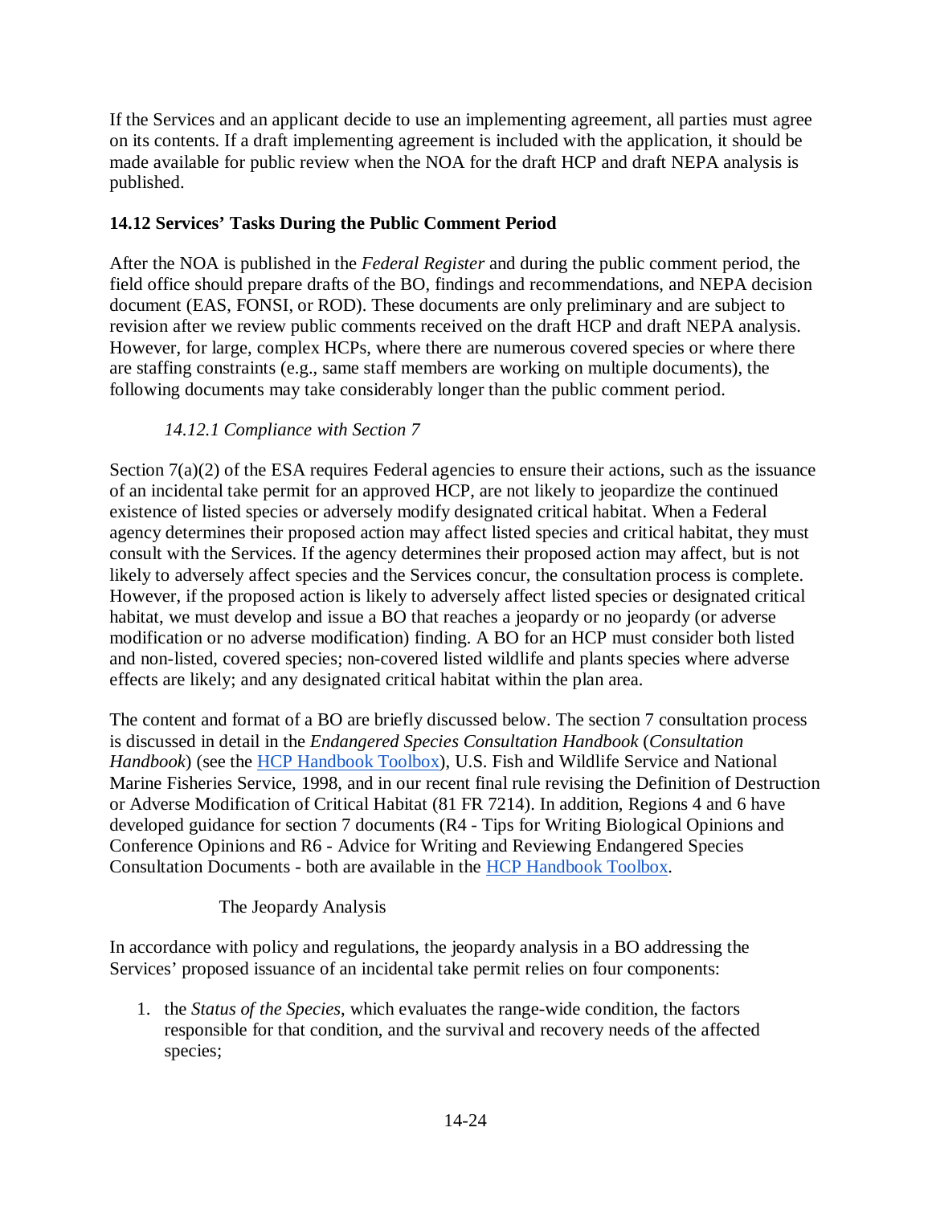If the Services and an applicant decide to use an implementing agreement, all parties must agree on its contents. If a draft implementing agreement is included with the application, it should be made available for public review when the NOA for the draft HCP and draft NEPA analysis is published.

## 14.12 Services' Tasks During the Public Comment Period

After the NOA is published in the *Federal Register* and during the public comment period, the field office should prepare drafts of the BO, findings and recommendations, and NEPA decision document (EAS, FONSI, or ROD). These documents are only preliminary and are subject to revision after we review public comments received on the draft HCP and draft NEPA analysis. However, for large, complex HCPs, where there are numerous covered species or where there are staffing constraints (e.g., same staff members are working on multiple documents), the following documents may take considerably longer than the public comment period.

### *14.12.1 Compliance with Section 7*

Section 7(a)(2) of the ESA requires Federal agencies to ensure their actions, such as the issuance of an incidental take permit for an approved HCP, are not likely to jeopardize the continued existence of listed species or adversely modify designated critical habitat. When a Federal agency determines their proposed action may affect listed species and critical habitat, they must consult with the Services. If the agency determines their proposed action may affect, but is not likely to adversely affect species and the Services concur, the consultation process is complete. However, if the proposed action is likely to adversely affect listed species or designated critical habitat, we must develop and issue a BO that reaches a jeopardy or no jeopardy (or adverse modification or no adverse modification) finding. A BO for an HCP must consider both listed and non-listed, covered species; non-covered listed wildlife and plants species where adverse effects are likely; and any designated critical habitat within the plan area.

The content and format of a BO are briefly discussed below. The section 7 consultation process is discussed in detail in the *Endangered Species Consultation Handbook* (*Consultation Handbook*) (see the HCP Handbook Toolbox), U.S. Fish and Wildlife Service and National Marine Fisheries Service, 1998, and in our recent final rule revising the Definition of Destruction or Adverse Modification of Critical Habitat (81 FR 7214). In addition, Regions 4 and 6 have developed guidance for section 7 documents (R4 - Tips for Writing Biological Opinions and Conference Opinions and R6 - Advice for Writing and Reviewing Endangered Species Consultation Documents - both are available in the HCP Handbook Toolbox.

#### The Jeopardy Analysis

In accordance with policy and regulations, the jeopardy analysis in a BO addressing the Services' proposed issuance of an incidental take permit relies on four components:

1. the *Status of the Species*, which evaluates the range-wide condition, the factors responsible for that condition, and the survival and recovery needs of the affected species;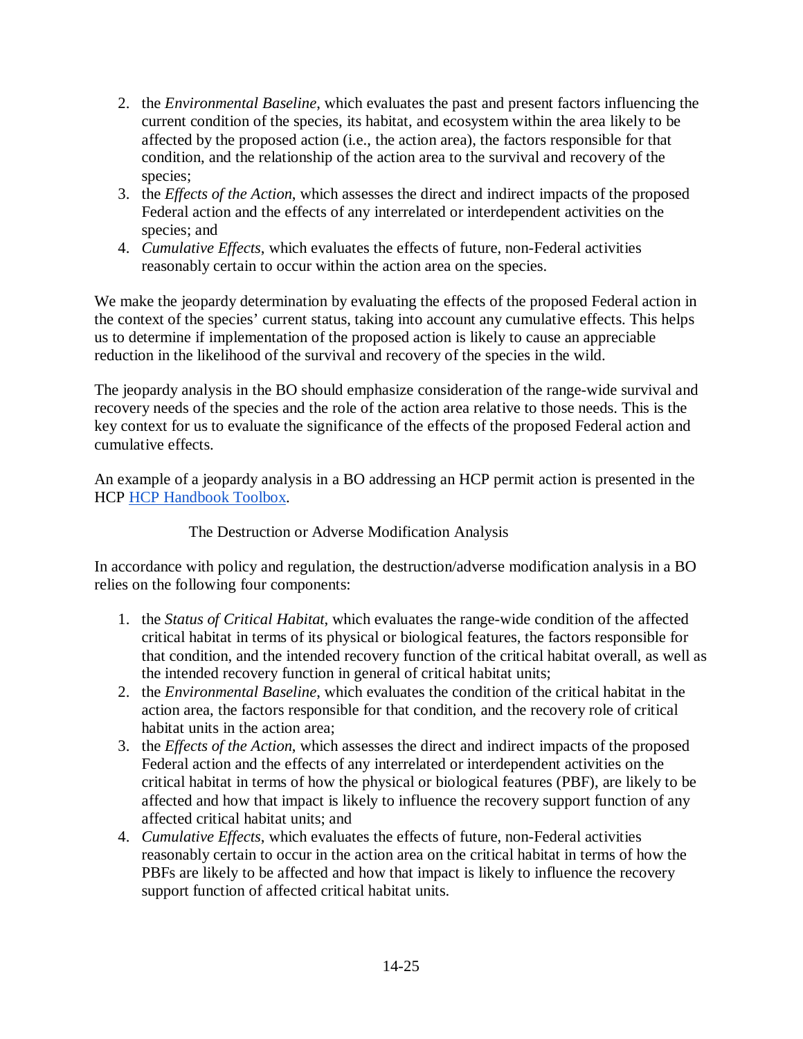2. the *Environmental Baseline*, which evaluates the past and present factors influencing the current condition of the species, its habitat, and ecosystem within the area likely to be affected by the proposed action (i.e., the action area), the factors responsible for that condition, and the relationship of the action area to the survival and recovery of the species;
3. the *Effects of the Action*, which assesses the direct and indirect impacts of the proposed Federal action and the effects of any interrelated or interdependent activities on the species; and
4. *Cumulative Effects*, which evaluates the effects of future, non-Federal activities reasonably certain to occur within the action area on the species.

We make the jeopardy determination by evaluating the effects of the proposed Federal action in the context of the species' current status, taking into account any cumulative effects. This helps us to determine if implementation of the proposed action is likely to cause an appreciable reduction in the likelihood of the survival and recovery of the species in the wild.

The jeopardy analysis in the BO should emphasize consideration of the range-wide survival and recovery needs of the species and the role of the action area relative to those needs. This is the key context for us to evaluate the significance of the effects of the proposed Federal action and cumulative effects.

An example of a jeopardy analysis in a BO addressing an HCP permit action is presented in the HCP [HCP Handbook Toolbox](#).

### The Destruction or Adverse Modification Analysis

In accordance with policy and regulation, the destruction/adverse modification analysis in a BO relies on the following four components:

1. the *Status of Critical Habitat*, which evaluates the range-wide condition of the affected critical habitat in terms of its physical or biological features, the factors responsible for that condition, and the intended recovery function of the critical habitat overall, as well as the intended recovery function in general of critical habitat units;
2. the *Environmental Baseline*, which evaluates the condition of the critical habitat in the action area, the factors responsible for that condition, and the recovery role of critical habitat units in the action area;
3. the *Effects of the Action*, which assesses the direct and indirect impacts of the proposed Federal action and the effects of any interrelated or interdependent activities on the critical habitat in terms of how the physical or biological features (PBF), are likely to be affected and how that impact is likely to influence the recovery support function of any affected critical habitat units; and
4. *Cumulative Effects*, which evaluates the effects of future, non-Federal activities reasonably certain to occur in the action area on the critical habitat in terms of how the PBFs are likely to be affected and how that impact is likely to influence the recovery support function of affected critical habitat units.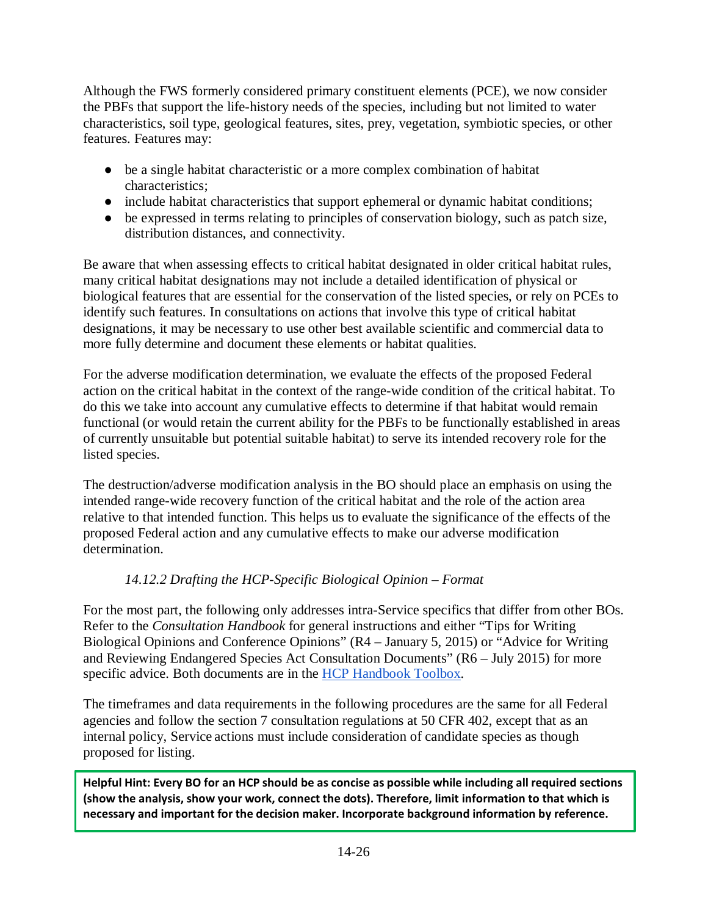Although the FWS formerly considered primary constituent elements (PCE), we now consider the PBFs that support the life-history needs of the species, including but not limited to water characteristics, soil type, geological features, sites, prey, vegetation, symbiotic species, or other features. Features may:

- be a single habitat characteristic or a more complex combination of habitat characteristics;
- include habitat characteristics that support ephemeral or dynamic habitat conditions;
- be expressed in terms relating to principles of conservation biology, such as patch size, distribution distances, and connectivity.

Be aware that when assessing effects to critical habitat designated in older critical habitat rules, many critical habitat designations may not include a detailed identification of physical or biological features that are essential for the conservation of the listed species, or rely on PCEs to identify such features. In consultations on actions that involve this type of critical habitat designations, it may be necessary to use other best available scientific and commercial data to more fully determine and document these elements or habitat qualities.

For the adverse modification determination, we evaluate the effects of the proposed Federal action on the critical habitat in the context of the range-wide condition of the critical habitat. To do this we take into account any cumulative effects to determine if that habitat would remain functional (or would retain the current ability for the PBFs to be functionally established in areas of currently unsuitable but potential suitable habitat) to serve its intended recovery role for the listed species.

The destruction/adverse modification analysis in the BO should place an emphasis on using the intended range-wide recovery function of the critical habitat and the role of the action area relative to that intended function. This helps us to evaluate the significance of the effects of the proposed Federal action and any cumulative effects to make our adverse modification determination.

### *14.12.2 Drafting the HCP-Specific Biological Opinion – Format*

For the most part, the following only addresses intra-Service specifics that differ from other BOs. Refer to the *Consultation Handbook* for general instructions and either "Tips for Writing Biological Opinions and Conference Opinions" (R4 – January 5, 2015) or "Advice for Writing and Reviewing Endangered Species Act Consultation Documents" (R6 – July 2015) for more specific advice. Both documents are in the HCP Handbook Toolbox.

The timeframes and data requirements in the following procedures are the same for all Federal agencies and follow the section 7 consultation regulations at 50 CFR 402, except that as an internal policy, Service actions must include consideration of candidate species as though proposed for listing.

**Helpful Hint: Every BO for an HCP should be as concise as possible while including all required sections (show the analysis, show your work, connect the dots). Therefore, limit information to that which is necessary and important for the decision maker. Incorporate background information by reference.**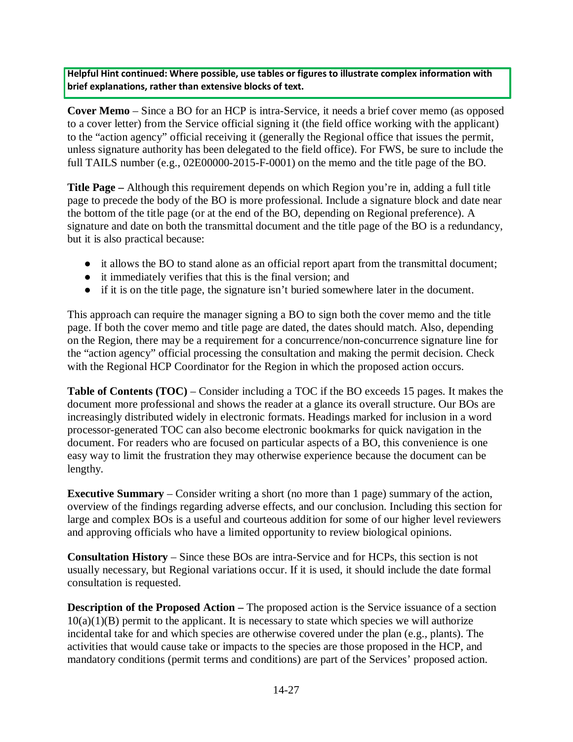**Helpful Hint continued: Where possible, use tables or figures to illustrate complex information with brief explanations, rather than extensive blocks of text.**

**Cover Memo** – Since a BO for an HCP is intra-Service, it needs a brief cover memo (as opposed to a cover letter) from the Service official signing it (the field office working with the applicant) to the "action agency" official receiving it (generally the Regional office that issues the permit, unless signature authority has been delegated to the field office). For FWS, be sure to include the full TAILS number (e.g., 02E00000-2015-F-0001) on the memo and the title page of the BO.

**Title Page –** Although this requirement depends on which Region you're in, adding a full title page to precede the body of the BO is more professional. Include a signature block and date near the bottom of the title page (or at the end of the BO, depending on Regional preference). A signature and date on both the transmittal document and the title page of the BO is a redundancy, but it is also practical because:

- it allows the BO to stand alone as an official report apart from the transmittal document;
- it immediately verifies that this is the final version; and
- if it is on the title page, the signature isn't buried somewhere later in the document.

This approach can require the manager signing a BO to sign both the cover memo and the title page. If both the cover memo and title page are dated, the dates should match. Also, depending on the Region, there may be a requirement for a concurrence/non-concurrence signature line for the "action agency" official processing the consultation and making the permit decision. Check with the Regional HCP Coordinator for the Region in which the proposed action occurs.

**Table of Contents (TOC)** – Consider including a TOC if the BO exceeds 15 pages. It makes the document more professional and shows the reader at a glance its overall structure. Our BOs are increasingly distributed widely in electronic formats. Headings marked for inclusion in a word processor-generated TOC can also become electronic bookmarks for quick navigation in the document. For readers who are focused on particular aspects of a BO, this convenience is one easy way to limit the frustration they may otherwise experience because the document can be lengthy.

**Executive Summary** – Consider writing a short (no more than 1 page) summary of the action, overview of the findings regarding adverse effects, and our conclusion. Including this section for large and complex BOs is a useful and courteous addition for some of our higher level reviewers and approving officials who have a limited opportunity to review biological opinions.

**Consultation History** – Since these BOs are intra-Service and for HCPs, this section is not usually necessary, but Regional variations occur. If it is used, it should include the date formal consultation is requested.

**Description of the Proposed Action –** The proposed action is the Service issuance of a section 10(a)(1)(B) permit to the applicant. It is necessary to state which species we will authorize incidental take for and which species are otherwise covered under the plan (e.g., plants). The activities that would cause take or impacts to the species are those proposed in the HCP, and mandatory conditions (permit terms and conditions) are part of the Services' proposed action.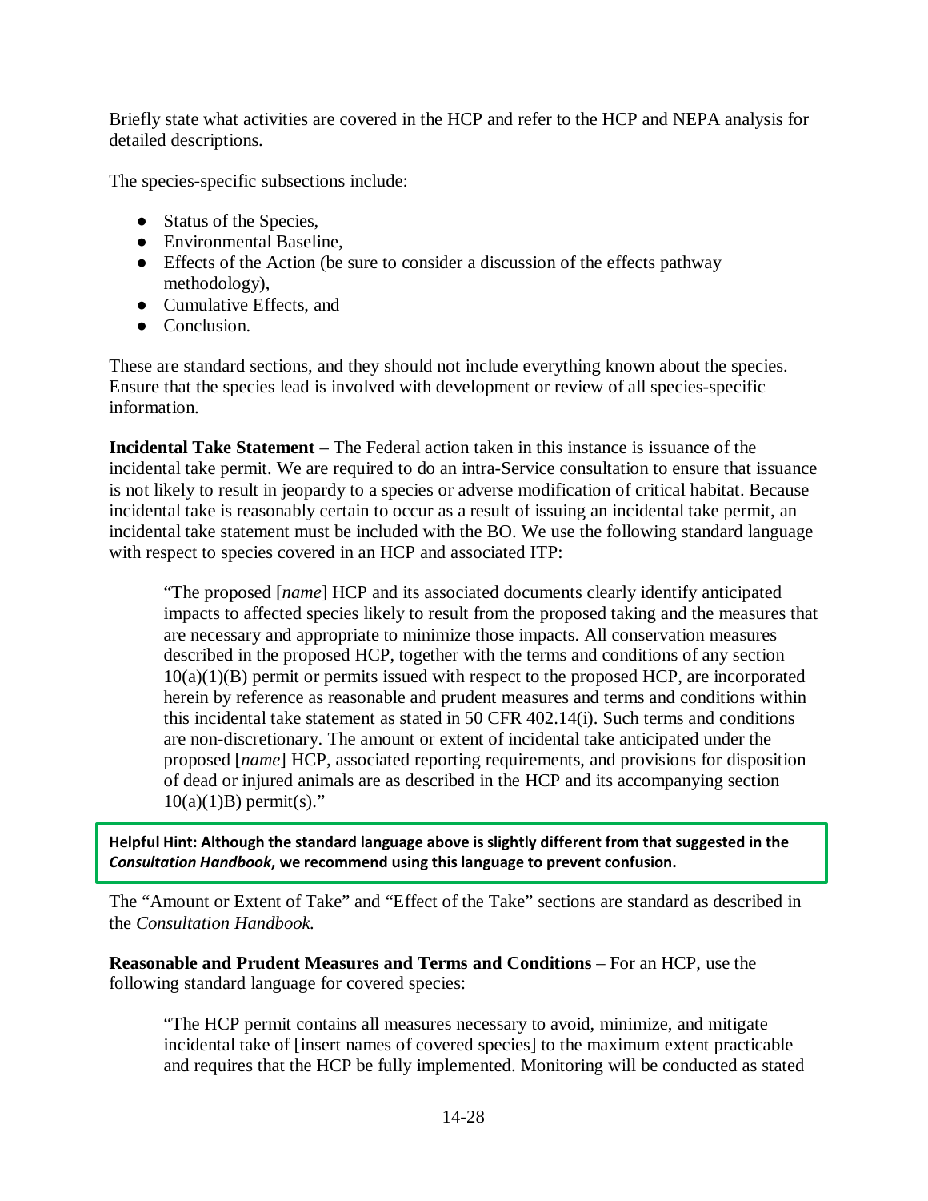Briefly state what activities are covered in the HCP and refer to the HCP and NEPA analysis for detailed descriptions.

The species-specific subsections include:

- Status of the Species,
- Environmental Baseline,
- Effects of the Action (be sure to consider a discussion of the effects pathway methodology),
- Cumulative Effects, and
- Conclusion.

These are standard sections, and they should not include everything known about the species. Ensure that the species lead is involved with development or review of all species-specific information.

**Incidental Take Statement** – The Federal action taken in this instance is issuance of the incidental take permit. We are required to do an intra-Service consultation to ensure that issuance is not likely to result in jeopardy to a species or adverse modification of critical habitat. Because incidental take is reasonably certain to occur as a result of issuing an incidental take permit, an incidental take statement must be included with the BO. We use the following standard language with respect to species covered in an HCP and associated ITP:

> "The proposed [*name*] HCP and its associated documents clearly identify anticipated impacts to affected species likely to result from the proposed taking and the measures that are necessary and appropriate to minimize those impacts. All conservation measures described in the proposed HCP, together with the terms and conditions of any section 10(a)(1)(B) permit or permits issued with respect to the proposed HCP, are incorporated herein by reference as reasonable and prudent measures and terms and conditions within this incidental take statement as stated in 50 CFR 402.14(i). Such terms and conditions are non-discretionary. The amount or extent of incidental take anticipated under the proposed [*name*] HCP, associated reporting requirements, and provisions for disposition of dead or injured animals are as described in the HCP and its accompanying section 10(a)(1)B) permit(s)."

**Helpful Hint: Although the standard language above is slightly different from that suggested in the *Consultation Handbook*, we recommend using this language to prevent confusion.**

The "Amount or Extent of Take" and "Effect of the Take" sections are standard as described in the *Consultation Handbook.*

**Reasonable and Prudent Measures and Terms and Conditions** – For an HCP, use the following standard language for covered species:

> "The HCP permit contains all measures necessary to avoid, minimize, and mitigate incidental take of [insert names of covered species] to the maximum extent practicable and requires that the HCP be fully implemented. Monitoring will be conducted as stated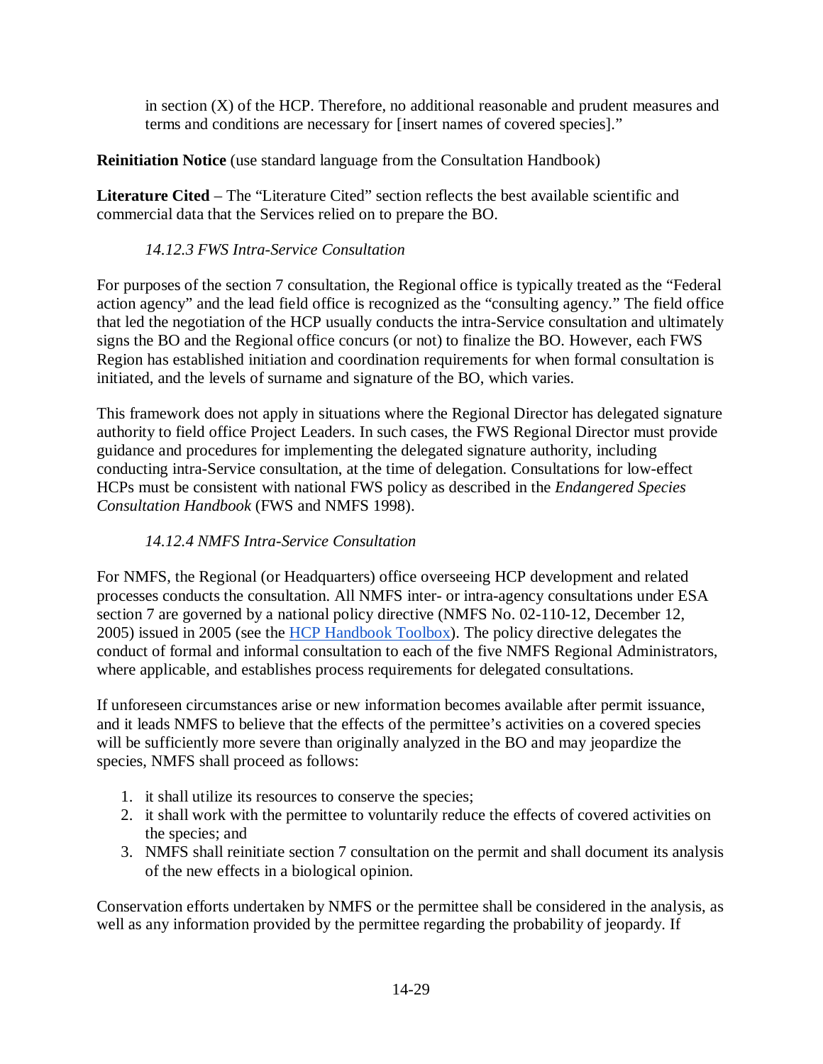in section (X) of the HCP. Therefore, no additional reasonable and prudent measures and terms and conditions are necessary for [insert names of covered species]."

**Reinitiation Notice** (use standard language from the Consultation Handbook)

**Literature Cited** – The "Literature Cited" section reflects the best available scientific and commercial data that the Services relied on to prepare the BO.

### *14.12.3 FWS Intra-Service Consultation*

For purposes of the section 7 consultation, the Regional office is typically treated as the "Federal action agency" and the lead field office is recognized as the "consulting agency." The field office that led the negotiation of the HCP usually conducts the intra-Service consultation and ultimately signs the BO and the Regional office concurs (or not) to finalize the BO. However, each FWS Region has established initiation and coordination requirements for when formal consultation is initiated, and the levels of surname and signature of the BO, which varies.

This framework does not apply in situations where the Regional Director has delegated signature authority to field office Project Leaders. In such cases, the FWS Regional Director must provide guidance and procedures for implementing the delegated signature authority, including conducting intra-Service consultation, at the time of delegation. Consultations for low-effect HCPs must be consistent with national FWS policy as described in the *Endangered Species Consultation Handbook* (FWS and NMFS 1998).

### *14.12.4 NMFS Intra-Service Consultation*

For NMFS, the Regional (or Headquarters) office overseeing HCP development and related processes conducts the consultation. All NMFS inter- or intra-agency consultations under ESA section 7 are governed by a national policy directive (NMFS No. 02-110-12, December 12, 2005) issued in 2005 (see the HCP Handbook Toolbox). The policy directive delegates the conduct of formal and informal consultation to each of the five NMFS Regional Administrators, where applicable, and establishes process requirements for delegated consultations.

If unforeseen circumstances arise or new information becomes available after permit issuance, and it leads NMFS to believe that the effects of the permittee's activities on a covered species will be sufficiently more severe than originally analyzed in the BO and may jeopardize the species, NMFS shall proceed as follows:

1. it shall utilize its resources to conserve the species;
2. it shall work with the permittee to voluntarily reduce the effects of covered activities on the species; and
3. NMFS shall reinitiate section 7 consultation on the permit and shall document its analysis of the new effects in a biological opinion.

Conservation efforts undertaken by NMFS or the permittee shall be considered in the analysis, as well as any information provided by the permittee regarding the probability of jeopardy. If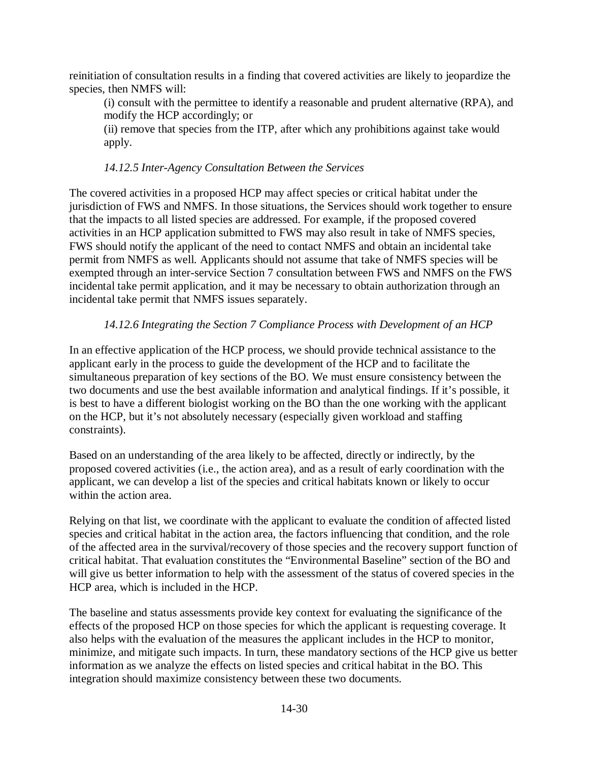reinitiation of consultation results in a finding that covered activities are likely to jeopardize the species, then NMFS will:

(i) consult with the permittee to identify a reasonable and prudent alternative (RPA), and modify the HCP accordingly; or

(ii) remove that species from the ITP, after which any prohibitions against take would apply.

### *14.12.5 Inter-Agency Consultation Between the Services*

The covered activities in a proposed HCP may affect species or critical habitat under the jurisdiction of FWS and NMFS. In those situations, the Services should work together to ensure that the impacts to all listed species are addressed. For example, if the proposed covered activities in an HCP application submitted to FWS may also result in take of NMFS species, FWS should notify the applicant of the need to contact NMFS and obtain an incidental take permit from NMFS as well. Applicants should not assume that take of NMFS species will be exempted through an inter-service Section 7 consultation between FWS and NMFS on the FWS incidental take permit application, and it may be necessary to obtain authorization through an incidental take permit that NMFS issues separately.

### *14.12.6 Integrating the Section 7 Compliance Process with Development of an HCP*

In an effective application of the HCP process, we should provide technical assistance to the applicant early in the process to guide the development of the HCP and to facilitate the simultaneous preparation of key sections of the BO. We must ensure consistency between the two documents and use the best available information and analytical findings. If it's possible, it is best to have a different biologist working on the BO than the one working with the applicant on the HCP, but it's not absolutely necessary (especially given workload and staffing constraints).

Based on an understanding of the area likely to be affected, directly or indirectly, by the proposed covered activities (i.e., the action area), and as a result of early coordination with the applicant, we can develop a list of the species and critical habitats known or likely to occur within the action area.

Relying on that list, we coordinate with the applicant to evaluate the condition of affected listed species and critical habitat in the action area, the factors influencing that condition, and the role of the affected area in the survival/recovery of those species and the recovery support function of critical habitat. That evaluation constitutes the "Environmental Baseline" section of the BO and will give us better information to help with the assessment of the status of covered species in the HCP area, which is included in the HCP.

The baseline and status assessments provide key context for evaluating the significance of the effects of the proposed HCP on those species for which the applicant is requesting coverage. It also helps with the evaluation of the measures the applicant includes in the HCP to monitor, minimize, and mitigate such impacts. In turn, these mandatory sections of the HCP give us better information as we analyze the effects on listed species and critical habitat in the BO. This integration should maximize consistency between these two documents.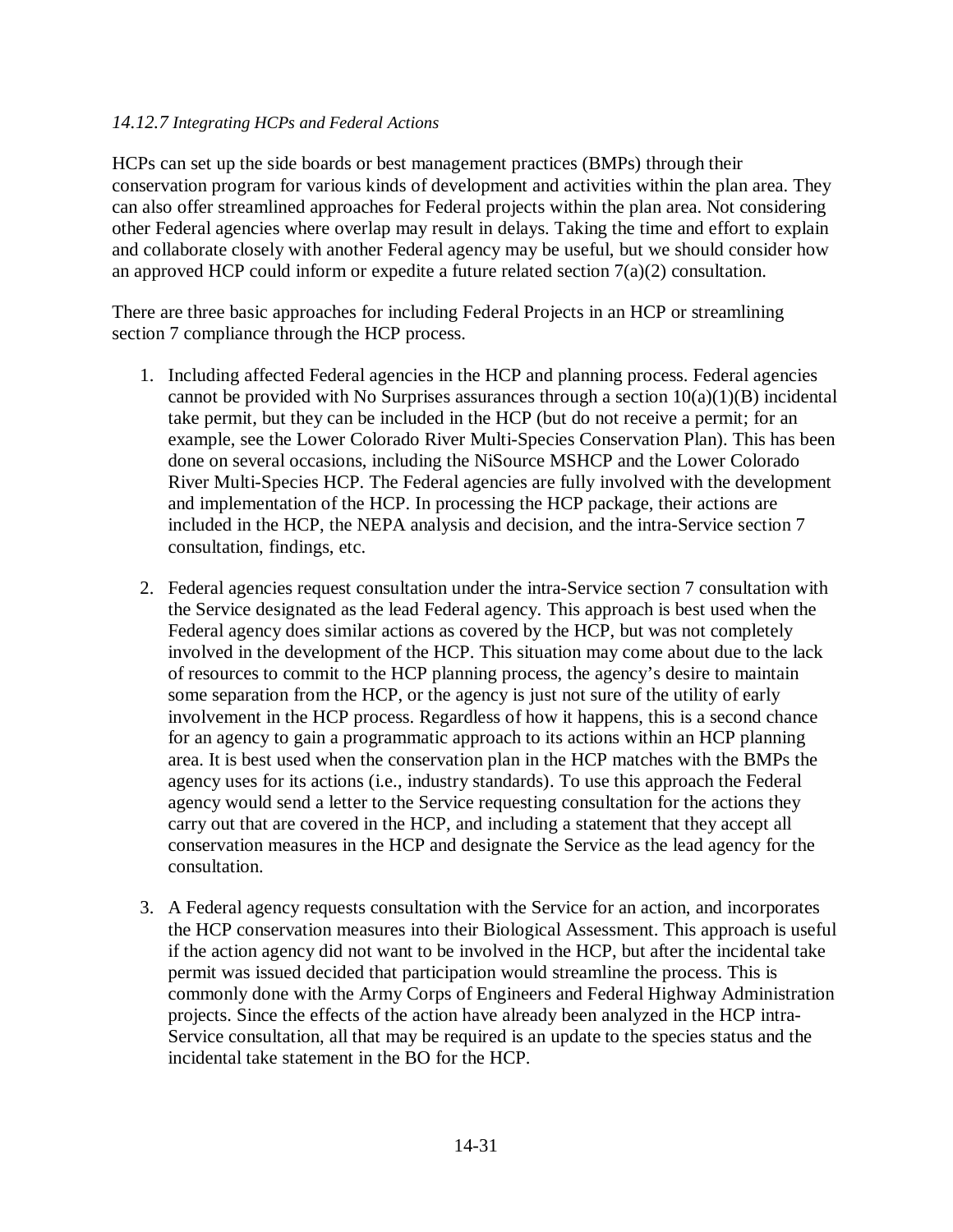### *14.12.7 Integrating HCPs and Federal Actions*

HCPs can set up the side boards or best management practices (BMPs) through their conservation program for various kinds of development and activities within the plan area. They can also offer streamlined approaches for Federal projects within the plan area. Not considering other Federal agencies where overlap may result in delays. Taking the time and effort to explain and collaborate closely with another Federal agency may be useful, but we should consider how an approved HCP could inform or expedite a future related section 7(a)(2) consultation.

There are three basic approaches for including Federal Projects in an HCP or streamlining section 7 compliance through the HCP process.

1. Including affected Federal agencies in the HCP and planning process. Federal agencies cannot be provided with No Surprises assurances through a section 10(a)(1)(B) incidental take permit, but they can be included in the HCP (but do not receive a permit; for an example, see the Lower Colorado River Multi-Species Conservation Plan). This has been done on several occasions, including the NiSource MSHCP and the Lower Colorado River Multi-Species HCP. The Federal agencies are fully involved with the development and implementation of the HCP. In processing the HCP package, their actions are included in the HCP, the NEPA analysis and decision, and the intra-Service section 7 consultation, findings, etc.

2. Federal agencies request consultation under the intra-Service section 7 consultation with the Service designated as the lead Federal agency. This approach is best used when the Federal agency does similar actions as covered by the HCP, but was not completely involved in the development of the HCP. This situation may come about due to the lack of resources to commit to the HCP planning process, the agency's desire to maintain some separation from the HCP, or the agency is just not sure of the utility of early involvement in the HCP process. Regardless of how it happens, this is a second chance for an agency to gain a programmatic approach to its actions within an HCP planning area. It is best used when the conservation plan in the HCP matches with the BMPs the agency uses for its actions (i.e., industry standards). To use this approach the Federal agency would send a letter to the Service requesting consultation for the actions they carry out that are covered in the HCP, and including a statement that they accept all conservation measures in the HCP and designate the Service as the lead agency for the consultation.

3. A Federal agency requests consultation with the Service for an action, and incorporates the HCP conservation measures into their Biological Assessment. This approach is useful if the action agency did not want to be involved in the HCP, but after the incidental take permit was issued decided that participation would streamline the process. This is commonly done with the Army Corps of Engineers and Federal Highway Administration projects. Since the effects of the action have already been analyzed in the HCP intra-Service consultation, all that may be required is an update to the species status and the incidental take statement in the BO for the HCP.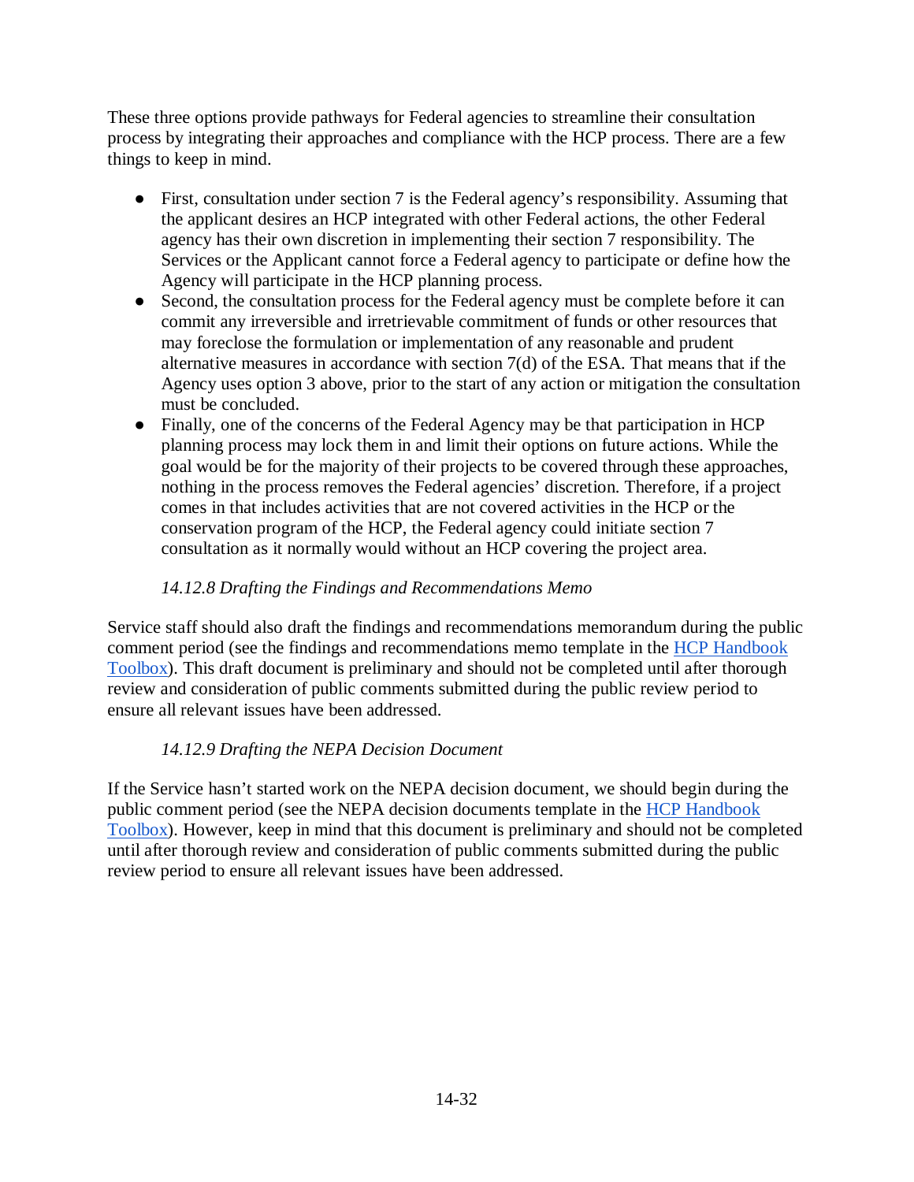These three options provide pathways for Federal agencies to streamline their consultation process by integrating their approaches and compliance with the HCP process. There are a few things to keep in mind.

- First, consultation under section 7 is the Federal agency's responsibility. Assuming that the applicant desires an HCP integrated with other Federal actions, the other Federal agency has their own discretion in implementing their section 7 responsibility. The Services or the Applicant cannot force a Federal agency to participate or define how the Agency will participate in the HCP planning process.
- Second, the consultation process for the Federal agency must be complete before it can commit any irreversible and irretrievable commitment of funds or other resources that may foreclose the formulation or implementation of any reasonable and prudent alternative measures in accordance with section 7(d) of the ESA. That means that if the Agency uses option 3 above, prior to the start of any action or mitigation the consultation must be concluded.
- Finally, one of the concerns of the Federal Agency may be that participation in HCP planning process may lock them in and limit their options on future actions. While the goal would be for the majority of their projects to be covered through these approaches, nothing in the process removes the Federal agencies' discretion. Therefore, if a project comes in that includes activities that are not covered activities in the HCP or the conservation program of the HCP, the Federal agency could initiate section 7 consultation as it normally would without an HCP covering the project area.

#### *14.12.8 Drafting the Findings and Recommendations Memo*

Service staff should also draft the findings and recommendations memorandum during the public comment period (see the findings and recommendations memo template in the HCP Handbook Toolbox). This draft document is preliminary and should not be completed until after thorough review and consideration of public comments submitted during the public review period to ensure all relevant issues have been addressed.

#### *14.12.9 Drafting the NEPA Decision Document*

If the Service hasn't started work on the NEPA decision document, we should begin during the public comment period (see the NEPA decision documents template in the HCP Handbook Toolbox). However, keep in mind that this document is preliminary and should not be completed until after thorough review and consideration of public comments submitted during the public review period to ensure all relevant issues have been addressed.